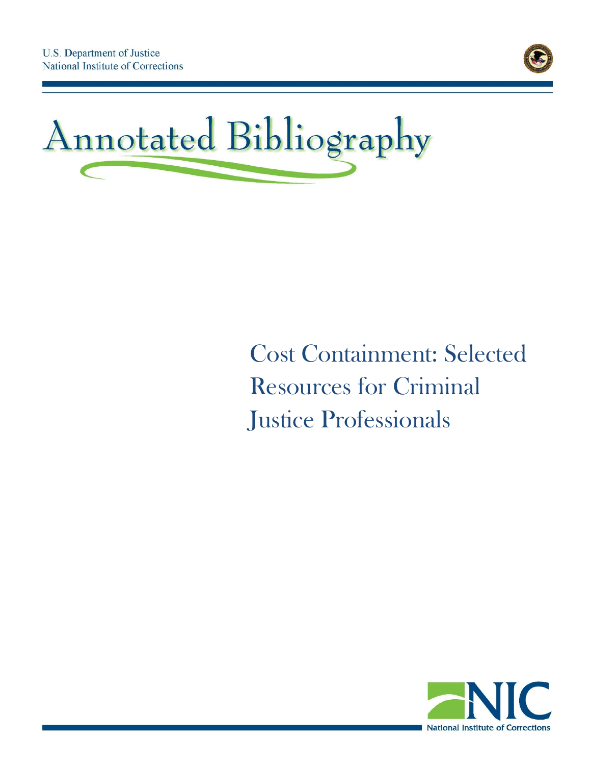U.S. Department of Justice
National Institute of Corrections

# Annotated Bibliography

## Cost Containment: Selected Resources for Criminal Justice Professionals

National Institute of Corrections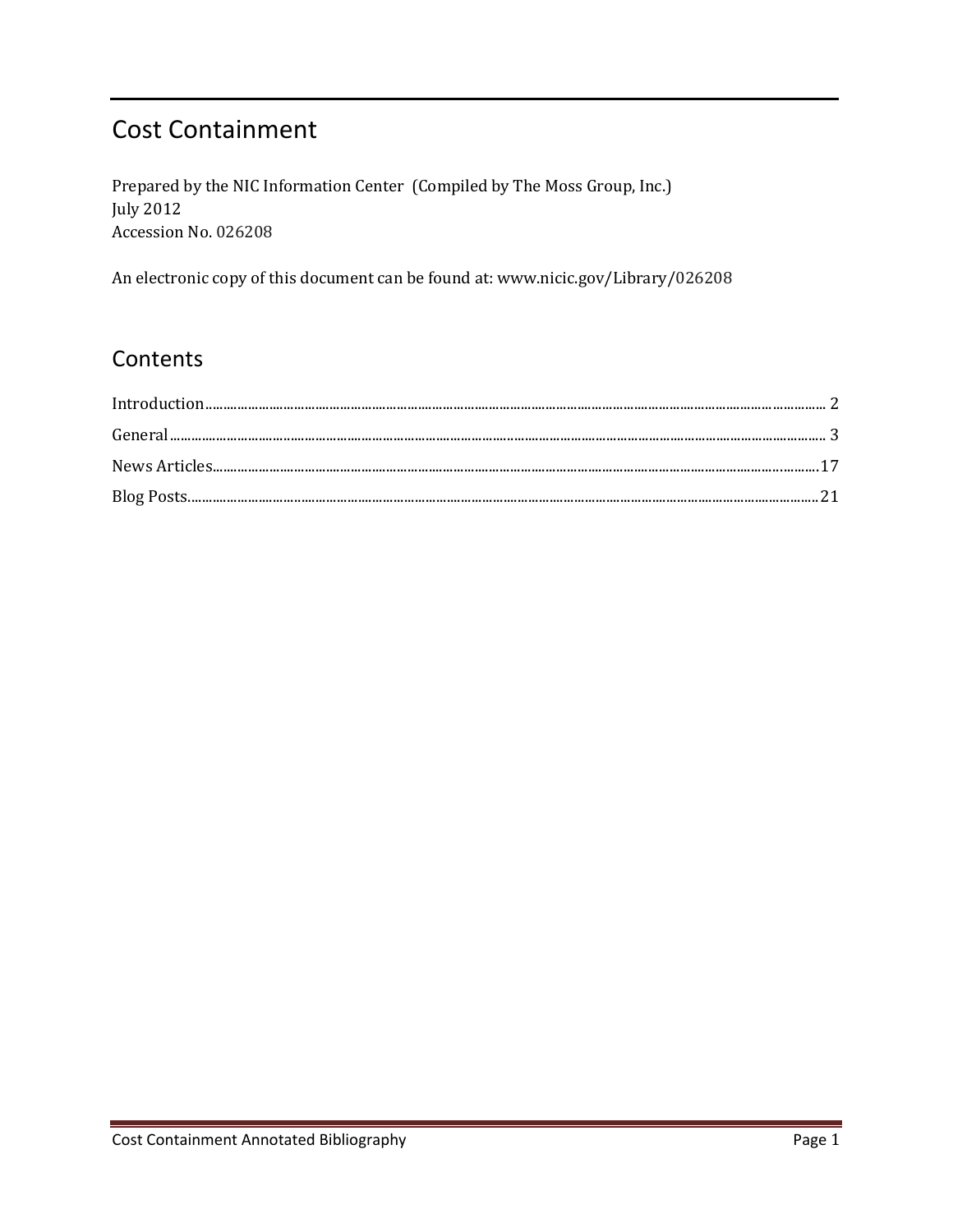# Cost Containment

Prepared by the NIC Information Center (Compiled by The Moss Group, Inc.)
July 2012
Accession No. 026208

An electronic copy of this document can be found at: www.nicic.gov/Library/026208

## Contents

Introduction ........ 2
General ........ 3
News Articles ........ 17
Blog Posts ........ 21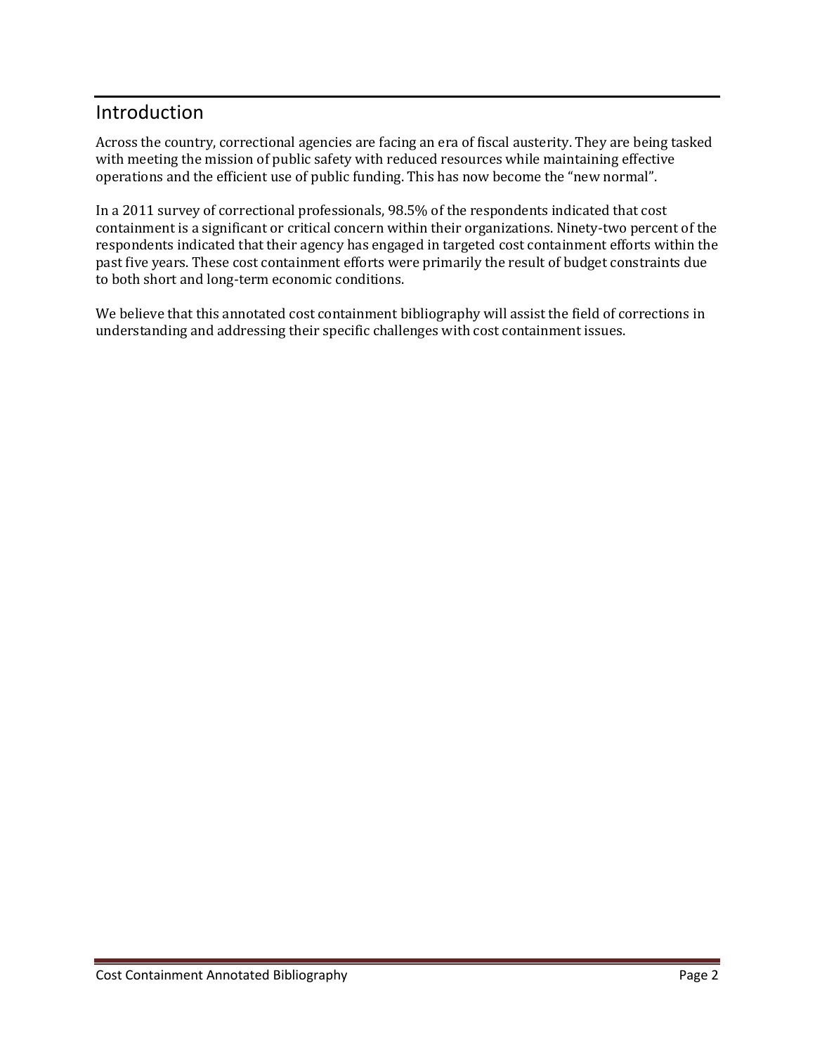## Introduction

Across the country, correctional agencies are facing an era of fiscal austerity. They are being tasked with meeting the mission of public safety with reduced resources while maintaining effective operations and the efficient use of public funding. This has now become the "new normal".

In a 2011 survey of correctional professionals, 98.5% of the respondents indicated that cost containment is a significant or critical concern within their organizations. Ninety-two percent of the respondents indicated that their agency has engaged in targeted cost containment efforts within the past five years. These cost containment efforts were primarily the result of budget constraints due to both short and long-term economic conditions.

We believe that this annotated cost containment bibliography will assist the field of corrections in understanding and addressing their specific challenges with cost containment issues.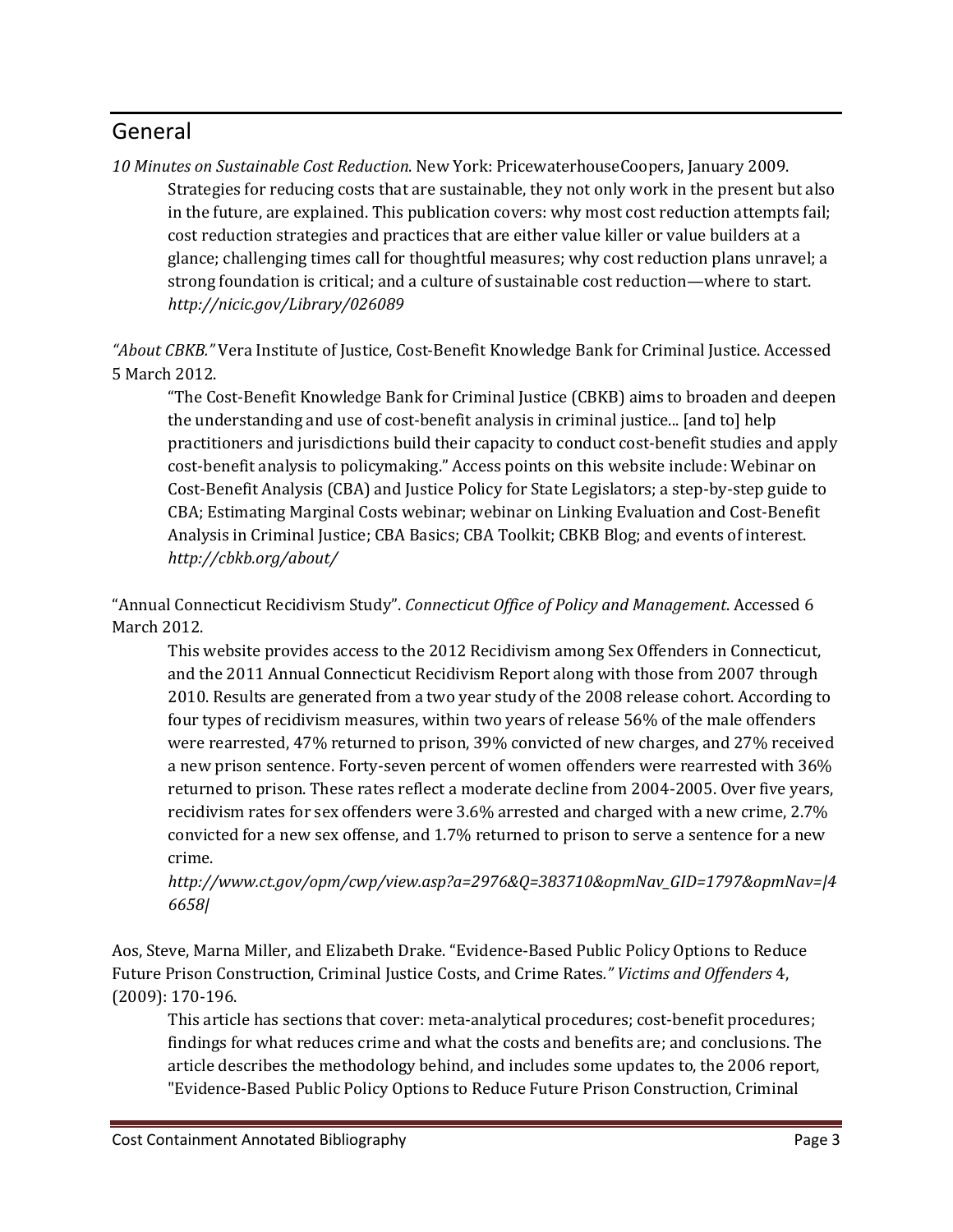## General

*10 Minutes on Sustainable Cost Reduction*. New York: PricewaterhouseCoopers, January 2009.

Strategies for reducing costs that are sustainable, they not only work in the present but also in the future, are explained. This publication covers: why most cost reduction attempts fail; cost reduction strategies and practices that are either value killer or value builders at a glance; challenging times call for thoughtful measures; why cost reduction plans unravel; a strong foundation is critical; and a culture of sustainable cost reduction—where to start. *http://nicic.gov/Library/026089*

*"About CBKB."* Vera Institute of Justice, Cost-Benefit Knowledge Bank for Criminal Justice. Accessed 5 March 2012.

"The Cost-Benefit Knowledge Bank for Criminal Justice (CBKB) aims to broaden and deepen the understanding and use of cost-benefit analysis in criminal justice... [and to] help practitioners and jurisdictions build their capacity to conduct cost-benefit studies and apply cost-benefit analysis to policymaking." Access points on this website include: Webinar on Cost-Benefit Analysis (CBA) and Justice Policy for State Legislators; a step-by-step guide to CBA; Estimating Marginal Costs webinar; webinar on Linking Evaluation and Cost-Benefit Analysis in Criminal Justice; CBA Basics; CBA Toolkit; CBKB Blog; and events of interest. *http://cbkb.org/about/*

"Annual Connecticut Recidivism Study". *Connecticut Office of Policy and Management*. Accessed 6 March 2012.

This website provides access to the 2012 Recidivism among Sex Offenders in Connecticut, and the 2011 Annual Connecticut Recidivism Report along with those from 2007 through 2010. Results are generated from a two year study of the 2008 release cohort. According to four types of recidivism measures, within two years of release 56% of the male offenders were rearrested, 47% returned to prison, 39% convicted of new charges, and 27% received a new prison sentence. Forty-seven percent of women offenders were rearrested with 36% returned to prison. These rates reflect a moderate decline from 2004-2005. Over five years, recidivism rates for sex offenders were 3.6% arrested and charged with a new crime, 2.7% convicted for a new sex offense, and 1.7% returned to prison to serve a sentence for a new crime.
*http://www.ct.gov/opm/cwp/view.asp?a=2976&Q=383710&opmNav_GID=1797&opmNav=|46658|*

Aos, Steve, Marna Miller, and Elizabeth Drake. "Evidence-Based Public Policy Options to Reduce Future Prison Construction, Criminal Justice Costs, and Crime Rates*." Victims and Offenders* 4, (2009): 170-196.

This article has sections that cover: meta-analytical procedures; cost-benefit procedures; findings for what reduces crime and what the costs and benefits are; and conclusions. The article describes the methodology behind, and includes some updates to, the 2006 report, "Evidence-Based Public Policy Options to Reduce Future Prison Construction, Criminal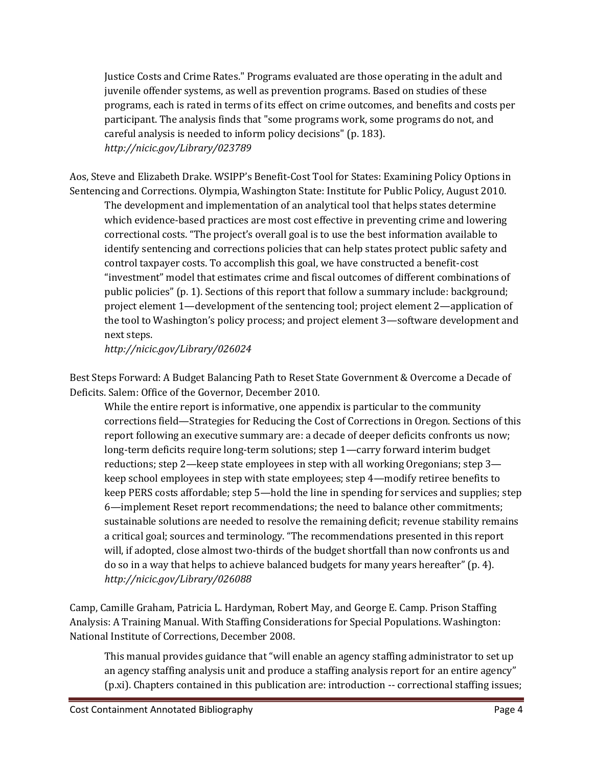Justice Costs and Crime Rates." Programs evaluated are those operating in the adult and juvenile offender systems, as well as prevention programs. Based on studies of these programs, each is rated in terms of its effect on crime outcomes, and benefits and costs per participant. The analysis finds that "some programs work, some programs do not, and careful analysis is needed to inform policy decisions" (p. 183).
*http://nicic.gov/Library/023789*

Aos, Steve and Elizabeth Drake. WSIPP's Benefit-Cost Tool for States: Examining Policy Options in Sentencing and Corrections. Olympia, Washington State: Institute for Public Policy, August 2010.

The development and implementation of an analytical tool that helps states determine which evidence-based practices are most cost effective in preventing crime and lowering correctional costs. "The project's overall goal is to use the best information available to identify sentencing and corrections policies that can help states protect public safety and control taxpayer costs. To accomplish this goal, we have constructed a benefit-cost "investment" model that estimates crime and fiscal outcomes of different combinations of public policies" (p. 1). Sections of this report that follow a summary include: background; project element 1—development of the sentencing tool; project element 2—application of the tool to Washington's policy process; and project element 3—software development and next steps.
*http://nicic.gov/Library/026024*

Best Steps Forward: A Budget Balancing Path to Reset State Government & Overcome a Decade of Deficits. Salem: Office of the Governor, December 2010.

While the entire report is informative, one appendix is particular to the community corrections field—Strategies for Reducing the Cost of Corrections in Oregon. Sections of this report following an executive summary are: a decade of deeper deficits confronts us now; long-term deficits require long-term solutions; step 1—carry forward interim budget reductions; step 2—keep state employees in step with all working Oregonians; step 3—keep school employees in step with state employees; step 4—modify retiree benefits to keep PERS costs affordable; step 5—hold the line in spending for services and supplies; step 6—implement Reset report recommendations; the need to balance other commitments; sustainable solutions are needed to resolve the remaining deficit; revenue stability remains a critical goal; sources and terminology. "The recommendations presented in this report will, if adopted, close almost two-thirds of the budget shortfall than now confronts us and do so in a way that helps to achieve balanced budgets for many years hereafter" (p. 4).
*http://nicic.gov/Library/026088*

Camp, Camille Graham, Patricia L. Hardyman, Robert May, and George E. Camp. Prison Staffing Analysis: A Training Manual. With Staffing Considerations for Special Populations. Washington: National Institute of Corrections, December 2008.

This manual provides guidance that "will enable an agency staffing administrator to set up an agency staffing analysis unit and produce a staffing analysis report for an entire agency" (p.xi). Chapters contained in this publication are: introduction -- correctional staffing issues;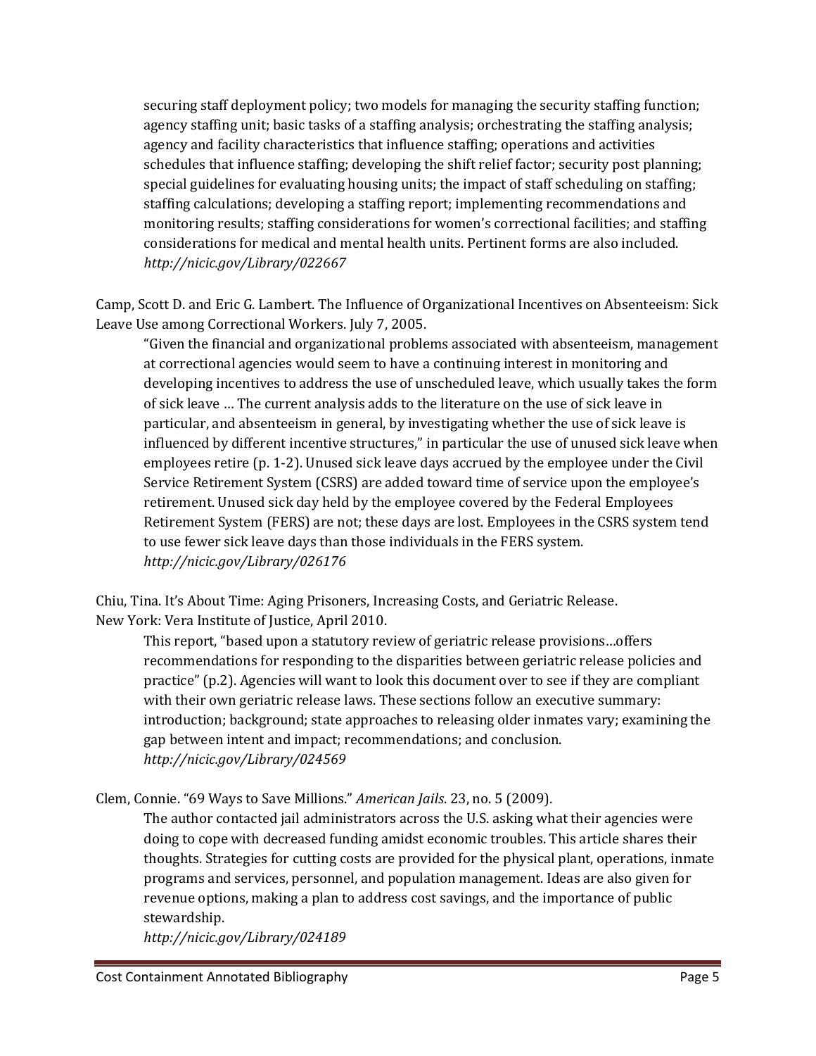securing staff deployment policy; two models for managing the security staffing function; agency staffing unit; basic tasks of a staffing analysis; orchestrating the staffing analysis; agency and facility characteristics that influence staffing; operations and activities schedules that influence staffing; developing the shift relief factor; security post planning; special guidelines for evaluating housing units; the impact of staff scheduling on staffing; staffing calculations; developing a staffing report; implementing recommendations and monitoring results; staffing considerations for women's correctional facilities; and staffing considerations for medical and mental health units. Pertinent forms are also included. *http://nicic.gov/Library/022667*

Camp, Scott D. and Eric G. Lambert. The Influence of Organizational Incentives on Absenteeism: Sick Leave Use among Correctional Workers. July 7, 2005.

"Given the financial and organizational problems associated with absenteeism, management at correctional agencies would seem to have a continuing interest in monitoring and developing incentives to address the use of unscheduled leave, which usually takes the form of sick leave … The current analysis adds to the literature on the use of sick leave in particular, and absenteeism in general, by investigating whether the use of sick leave is influenced by different incentive structures," in particular the use of unused sick leave when employees retire (p. 1-2). Unused sick leave days accrued by the employee under the Civil Service Retirement System (CSRS) are added toward time of service upon the employee's retirement. Unused sick day held by the employee covered by the Federal Employees Retirement System (FERS) are not; these days are lost. Employees in the CSRS system tend to use fewer sick leave days than those individuals in the FERS system. *http://nicic.gov/Library/026176*

Chiu, Tina. It's About Time: Aging Prisoners, Increasing Costs, and Geriatric Release. New York: Vera Institute of Justice, April 2010.

This report, "based upon a statutory review of geriatric release provisions…offers recommendations for responding to the disparities between geriatric release policies and practice" (p.2). Agencies will want to look this document over to see if they are compliant with their own geriatric release laws. These sections follow an executive summary: introduction; background; state approaches to releasing older inmates vary; examining the gap between intent and impact; recommendations; and conclusion. *http://nicic.gov/Library/024569*

Clem, Connie. "69 Ways to Save Millions." *American Jails*. 23, no. 5 (2009).

The author contacted jail administrators across the U.S. asking what their agencies were doing to cope with decreased funding amidst economic troubles. This article shares their thoughts. Strategies for cutting costs are provided for the physical plant, operations, inmate programs and services, personnel, and population management. Ideas are also given for revenue options, making a plan to address cost savings, and the importance of public stewardship.
*http://nicic.gov/Library/024189*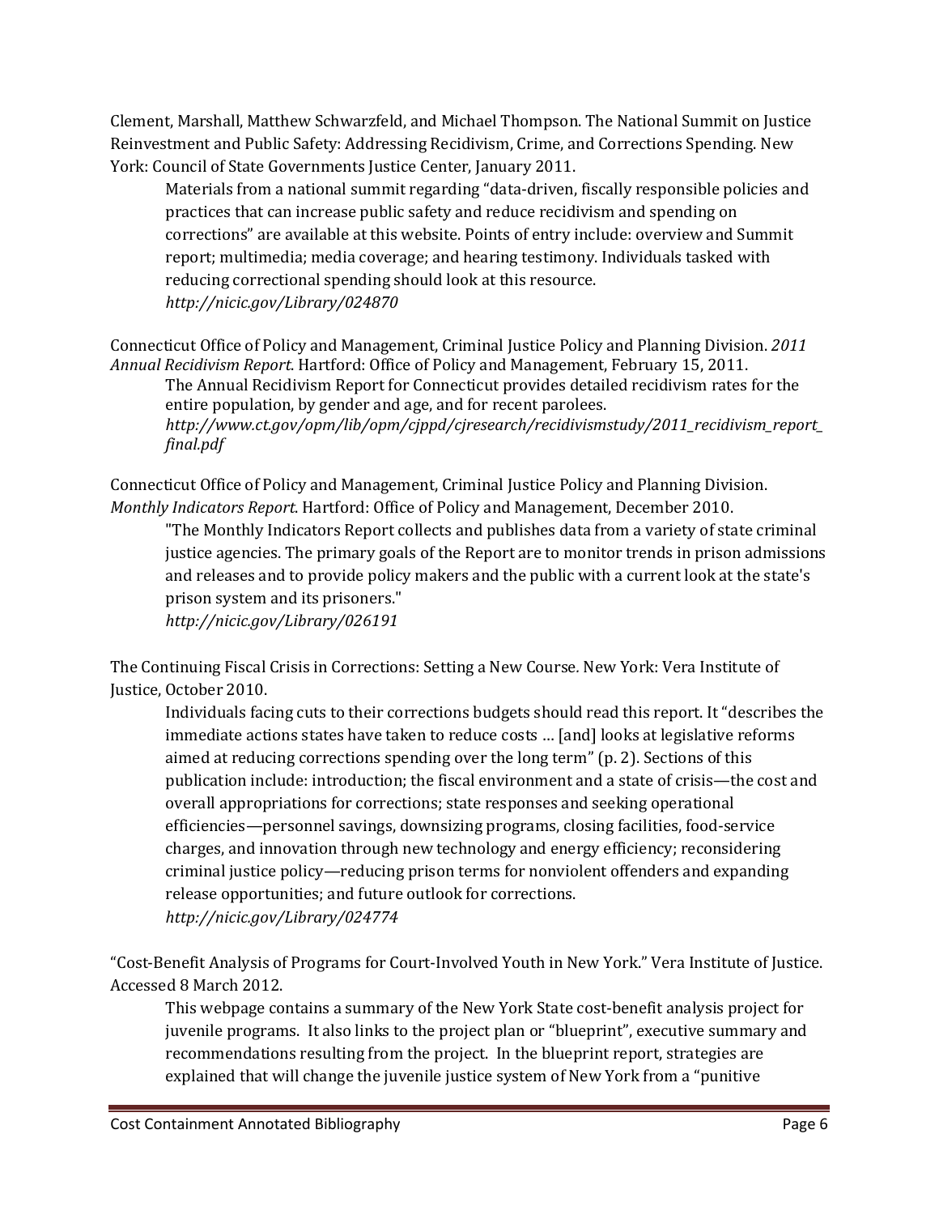Clement, Marshall, Matthew Schwarzfeld, and Michael Thompson. The National Summit on Justice Reinvestment and Public Safety: Addressing Recidivism, Crime, and Corrections Spending. New York: Council of State Governments Justice Center, January 2011.

> Materials from a national summit regarding "data-driven, fiscally responsible policies and practices that can increase public safety and reduce recidivism and spending on corrections" are available at this website. Points of entry include: overview and Summit report; multimedia; media coverage; and hearing testimony. Individuals tasked with reducing correctional spending should look at this resource.
> *http://nicic.gov/Library/024870*

Connecticut Office of Policy and Management, Criminal Justice Policy and Planning Division. *2011 Annual Recidivism Report*. Hartford: Office of Policy and Management, February 15, 2011.

> The Annual Recidivism Report for Connecticut provides detailed recidivism rates for the entire population, by gender and age, and for recent parolees.
> *http://www.ct.gov/opm/lib/opm/cjppd/cjresearch/recidivismstudy/2011_recidivism_report_final.pdf*

Connecticut Office of Policy and Management, Criminal Justice Policy and Planning Division. *Monthly Indicators Report*. Hartford: Office of Policy and Management, December 2010.

> "The Monthly Indicators Report collects and publishes data from a variety of state criminal justice agencies. The primary goals of the Report are to monitor trends in prison admissions and releases and to provide policy makers and the public with a current look at the state's prison system and its prisoners."
> *http://nicic.gov/Library/026191*

The Continuing Fiscal Crisis in Corrections: Setting a New Course. New York: Vera Institute of Justice, October 2010.

> Individuals facing cuts to their corrections budgets should read this report. It "describes the immediate actions states have taken to reduce costs … [and] looks at legislative reforms aimed at reducing corrections spending over the long term" (p. 2). Sections of this publication include: introduction; the fiscal environment and a state of crisis—the cost and overall appropriations for corrections; state responses and seeking operational efficiencies—personnel savings, downsizing programs, closing facilities, food-service charges, and innovation through new technology and energy efficiency; reconsidering criminal justice policy—reducing prison terms for nonviolent offenders and expanding release opportunities; and future outlook for corrections.
> *http://nicic.gov/Library/024774*

"Cost-Benefit Analysis of Programs for Court-Involved Youth in New York." Vera Institute of Justice. Accessed 8 March 2012.

> This webpage contains a summary of the New York State cost-benefit analysis project for juvenile programs. It also links to the project plan or "blueprint", executive summary and recommendations resulting from the project. In the blueprint report, strategies are explained that will change the juvenile justice system of New York from a "punitive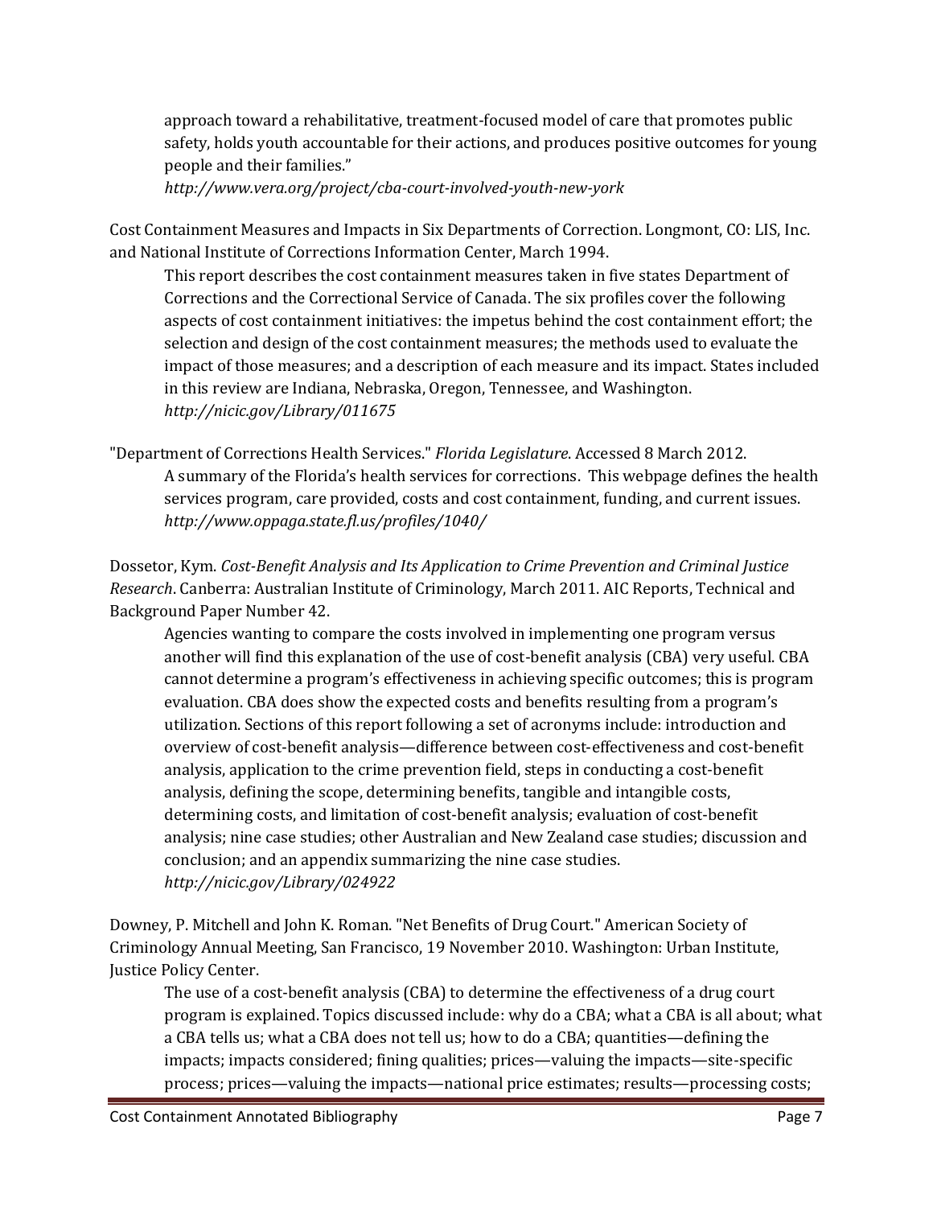approach toward a rehabilitative, treatment-focused model of care that promotes public safety, holds youth accountable for their actions, and produces positive outcomes for young people and their families."
*http://www.vera.org/project/cba-court-involved-youth-new-york*

Cost Containment Measures and Impacts in Six Departments of Correction. Longmont, CO: LIS, Inc. and National Institute of Corrections Information Center, March 1994.

This report describes the cost containment measures taken in five states Department of Corrections and the Correctional Service of Canada. The six profiles cover the following aspects of cost containment initiatives: the impetus behind the cost containment effort; the selection and design of the cost containment measures; the methods used to evaluate the impact of those measures; and a description of each measure and its impact. States included in this review are Indiana, Nebraska, Oregon, Tennessee, and Washington.
*http://nicic.gov/Library/011675*

"Department of Corrections Health Services." *Florida Legislature*. Accessed 8 March 2012.

A summary of the Florida's health services for corrections. This webpage defines the health services program, care provided, costs and cost containment, funding, and current issues.
*http://www.oppaga.state.fl.us/profiles/1040/*

Dossetor, Kym. *Cost-Benefit Analysis and Its Application to Crime Prevention and Criminal Justice Research*. Canberra: Australian Institute of Criminology, March 2011. AIC Reports, Technical and Background Paper Number 42.

Agencies wanting to compare the costs involved in implementing one program versus another will find this explanation of the use of cost-benefit analysis (CBA) very useful. CBA cannot determine a program's effectiveness in achieving specific outcomes; this is program evaluation. CBA does show the expected costs and benefits resulting from a program's utilization. Sections of this report following a set of acronyms include: introduction and overview of cost-benefit analysis—difference between cost-effectiveness and cost-benefit analysis, application to the crime prevention field, steps in conducting a cost-benefit analysis, defining the scope, determining benefits, tangible and intangible costs, determining costs, and limitation of cost-benefit analysis; evaluation of cost-benefit analysis; nine case studies; other Australian and New Zealand case studies; discussion and conclusion; and an appendix summarizing the nine case studies.
*http://nicic.gov/Library/024922*

Downey, P. Mitchell and John K. Roman. "Net Benefits of Drug Court." American Society of Criminology Annual Meeting, San Francisco, 19 November 2010. Washington: Urban Institute, Justice Policy Center.

The use of a cost-benefit analysis (CBA) to determine the effectiveness of a drug court program is explained. Topics discussed include: why do a CBA; what a CBA is all about; what a CBA tells us; what a CBA does not tell us; how to do a CBA; quantities—defining the impacts; impacts considered; fining qualities; prices—valuing the impacts—site-specific process; prices—valuing the impacts—national price estimates; results—processing costs;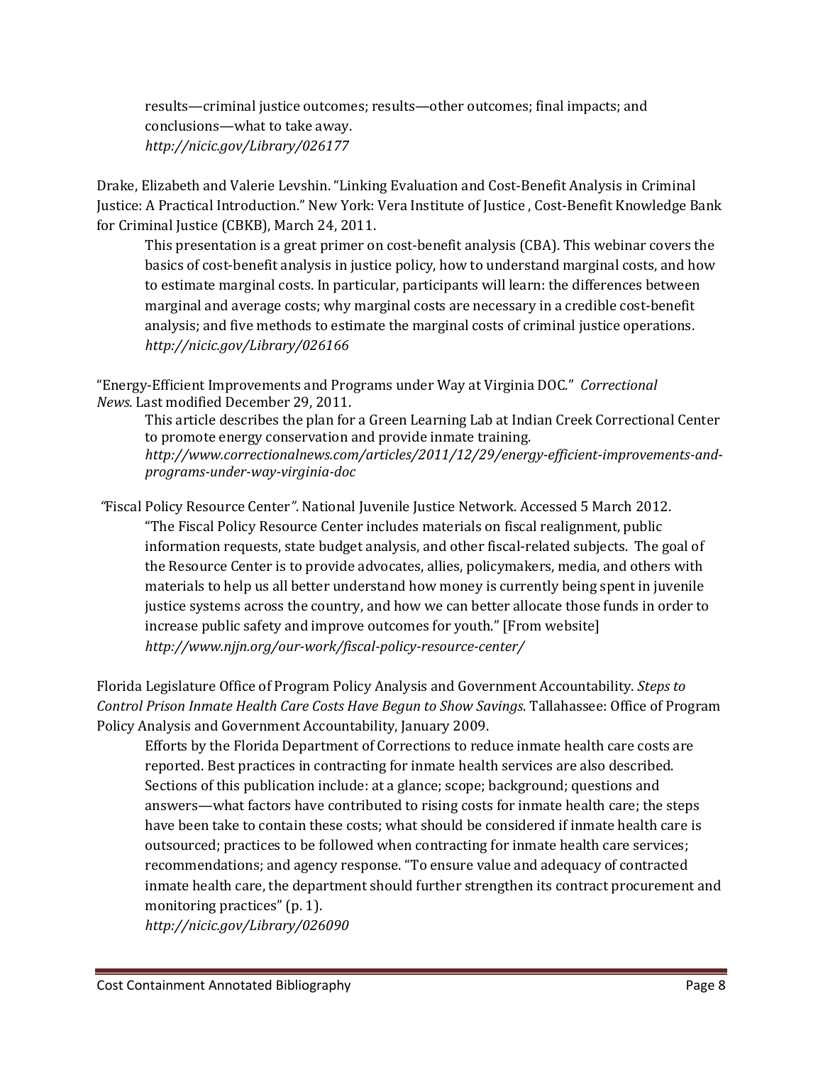results—criminal justice outcomes; results—other outcomes; final impacts; and conclusions—what to take away.
*http://nicic.gov/Library/026177*

Drake, Elizabeth and Valerie Levshin. "Linking Evaluation and Cost-Benefit Analysis in Criminal Justice: A Practical Introduction." New York: Vera Institute of Justice , Cost-Benefit Knowledge Bank for Criminal Justice (CBKB), March 24, 2011.

> This presentation is a great primer on cost-benefit analysis (CBA). This webinar covers the basics of cost-benefit analysis in justice policy, how to understand marginal costs, and how to estimate marginal costs. In particular, participants will learn: the differences between marginal and average costs; why marginal costs are necessary in a credible cost-benefit analysis; and five methods to estimate the marginal costs of criminal justice operations.
> *http://nicic.gov/Library/026166*

"Energy-Efficient Improvements and Programs under Way at Virginia DOC." *Correctional News.* Last modified December 29, 2011.

> This article describes the plan for a Green Learning Lab at Indian Creek Correctional Center to promote energy conservation and provide inmate training.
> *http://www.correctionalnews.com/articles/2011/12/29/energy-efficient-improvements-and-programs-under-way-virginia-doc*

*"*Fiscal Policy Resource Center*"*. National Juvenile Justice Network. Accessed 5 March 2012.

> "The Fiscal Policy Resource Center includes materials on fiscal realignment, public information requests, state budget analysis, and other fiscal-related subjects. The goal of the Resource Center is to provide advocates, allies, policymakers, media, and others with materials to help us all better understand how money is currently being spent in juvenile justice systems across the country, and how we can better allocate those funds in order to increase public safety and improve outcomes for youth." [From website]
> *http://www.njjn.org/our-work/fiscal-policy-resource-center/*

Florida Legislature Office of Program Policy Analysis and Government Accountability. *Steps to Control Prison Inmate Health Care Costs Have Begun to Show Savings*. Tallahassee: Office of Program Policy Analysis and Government Accountability, January 2009.

> Efforts by the Florida Department of Corrections to reduce inmate health care costs are reported. Best practices in contracting for inmate health services are also described. Sections of this publication include: at a glance; scope; background; questions and answers—what factors have contributed to rising costs for inmate health care; the steps have been take to contain these costs; what should be considered if inmate health care is outsourced; practices to be followed when contracting for inmate health care services; recommendations; and agency response. "To ensure value and adequacy of contracted inmate health care, the department should further strengthen its contract procurement and monitoring practices" (p. 1).
> *http://nicic.gov/Library/026090*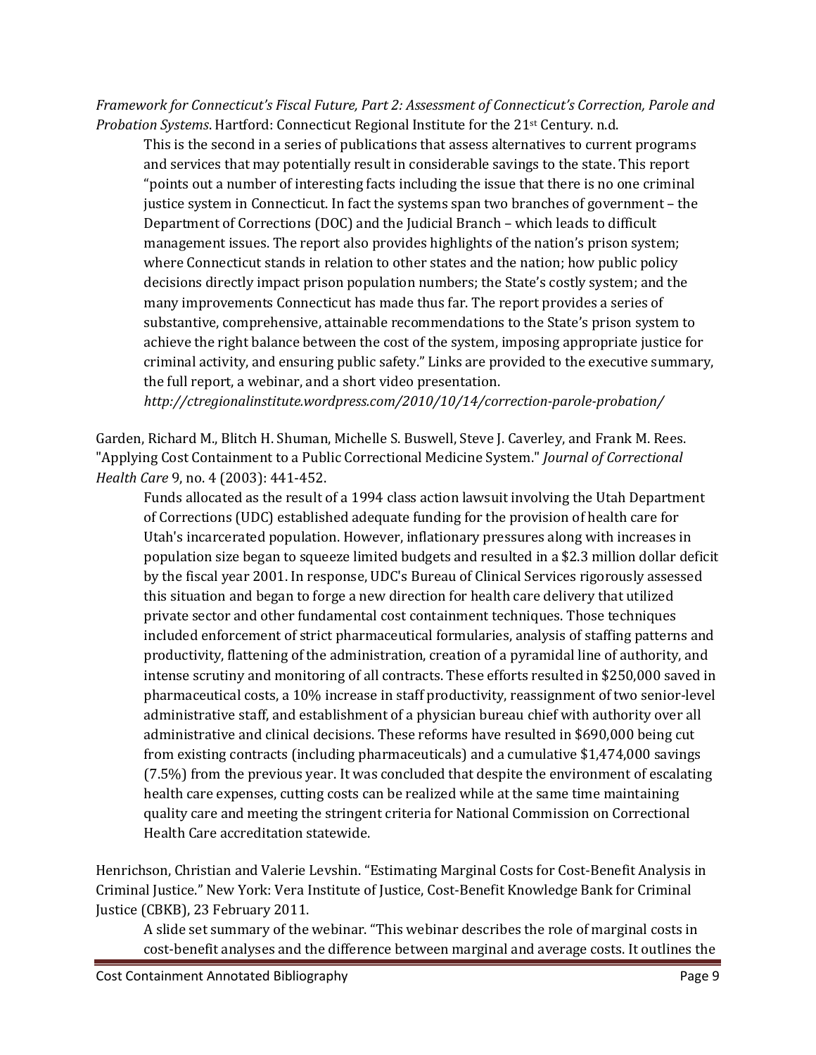*Framework for Connecticut's Fiscal Future, Part 2: Assessment of Connecticut's Correction, Parole and Probation Systems*. Hartford: Connecticut Regional Institute for the 21st Century. n.d.

> This is the second in a series of publications that assess alternatives to current programs and services that may potentially result in considerable savings to the state. This report "points out a number of interesting facts including the issue that there is no one criminal justice system in Connecticut. In fact the systems span two branches of government – the Department of Corrections (DOC) and the Judicial Branch – which leads to difficult management issues. The report also provides highlights of the nation's prison system; where Connecticut stands in relation to other states and the nation; how public policy decisions directly impact prison population numbers; the State's costly system; and the many improvements Connecticut has made thus far. The report provides a series of substantive, comprehensive, attainable recommendations to the State's prison system to achieve the right balance between the cost of the system, imposing appropriate justice for criminal activity, and ensuring public safety." Links are provided to the executive summary, the full report, a webinar, and a short video presentation.
> *http://ctregionalinstitute.wordpress.com/2010/10/14/correction-parole-probation/*

Garden, Richard M., Blitch H. Shuman, Michelle S. Buswell, Steve J. Caverley, and Frank M. Rees. "Applying Cost Containment to a Public Correctional Medicine System." *Journal of Correctional Health Care* 9, no. 4 (2003): 441-452.

> Funds allocated as the result of a 1994 class action lawsuit involving the Utah Department of Corrections (UDC) established adequate funding for the provision of health care for Utah's incarcerated population. However, inflationary pressures along with increases in population size began to squeeze limited budgets and resulted in a $2.3 million dollar deficit by the fiscal year 2001. In response, UDC's Bureau of Clinical Services rigorously assessed this situation and began to forge a new direction for health care delivery that utilized private sector and other fundamental cost containment techniques. Those techniques included enforcement of strict pharmaceutical formularies, analysis of staffing patterns and productivity, flattening of the administration, creation of a pyramidal line of authority, and intense scrutiny and monitoring of all contracts. These efforts resulted in $250,000 saved in pharmaceutical costs, a 10% increase in staff productivity, reassignment of two senior-level administrative staff, and establishment of a physician bureau chief with authority over all administrative and clinical decisions. These reforms have resulted in $690,000 being cut from existing contracts (including pharmaceuticals) and a cumulative $1,474,000 savings (7.5%) from the previous year. It was concluded that despite the environment of escalating health care expenses, cutting costs can be realized while at the same time maintaining quality care and meeting the stringent criteria for National Commission on Correctional Health Care accreditation statewide.

Henrichson, Christian and Valerie Levshin. "Estimating Marginal Costs for Cost-Benefit Analysis in Criminal Justice." New York: Vera Institute of Justice, Cost-Benefit Knowledge Bank for Criminal Justice (CBKB), 23 February 2011.

> A slide set summary of the webinar. "This webinar describes the role of marginal costs in cost-benefit analyses and the difference between marginal and average costs. It outlines the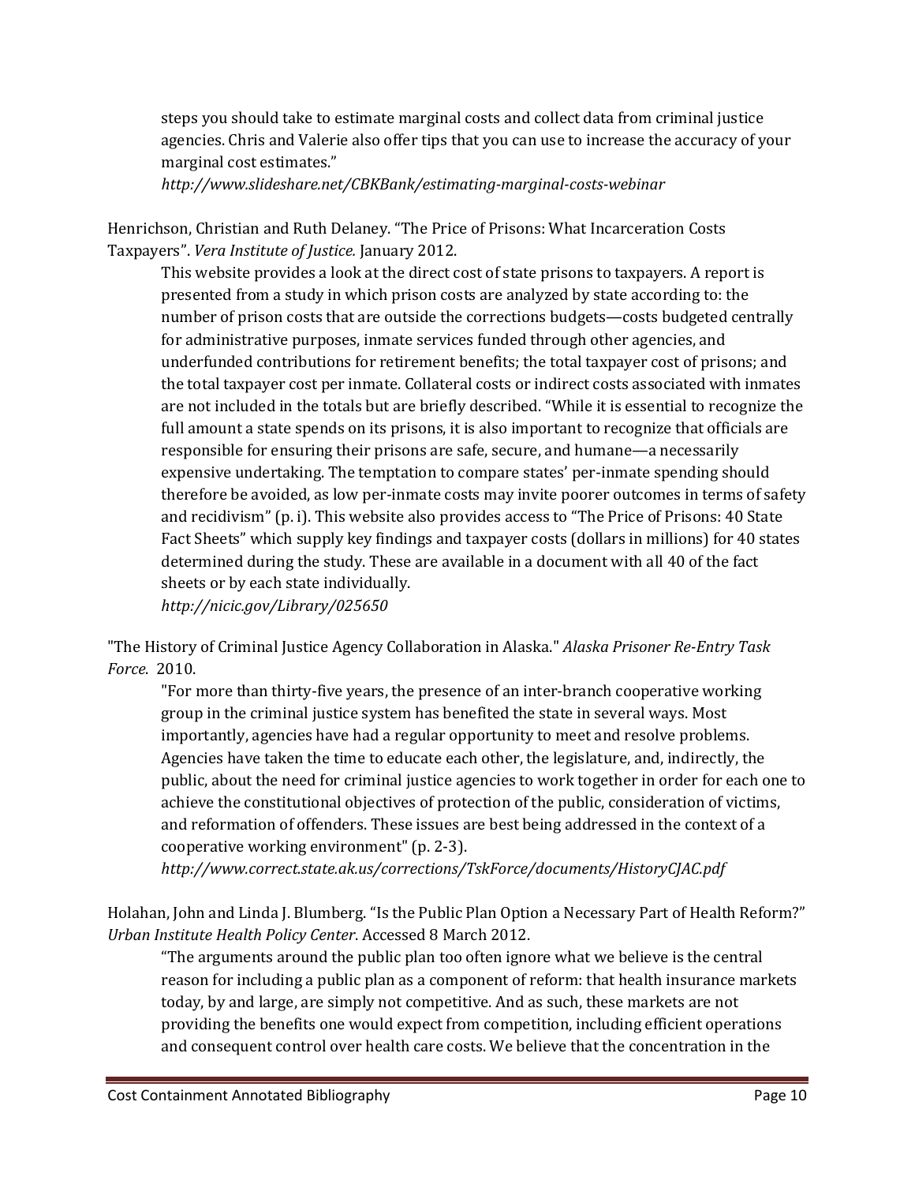steps you should take to estimate marginal costs and collect data from criminal justice agencies. Chris and Valerie also offer tips that you can use to increase the accuracy of your marginal cost estimates."

*http://www.slideshare.net/CBKBank/estimating-marginal-costs-webinar*

Henrichson, Christian and Ruth Delaney. "The Price of Prisons: What Incarceration Costs Taxpayers". *Vera Institute of Justice.* January 2012.

This website provides a look at the direct cost of state prisons to taxpayers. A report is presented from a study in which prison costs are analyzed by state according to: the number of prison costs that are outside the corrections budgets—costs budgeted centrally for administrative purposes, inmate services funded through other agencies, and underfunded contributions for retirement benefits; the total taxpayer cost of prisons; and the total taxpayer cost per inmate. Collateral costs or indirect costs associated with inmates are not included in the totals but are briefly described. "While it is essential to recognize the full amount a state spends on its prisons, it is also important to recognize that officials are responsible for ensuring their prisons are safe, secure, and humane—a necessarily expensive undertaking. The temptation to compare states' per-inmate spending should therefore be avoided, as low per-inmate costs may invite poorer outcomes in terms of safety and recidivism" (p. i). This website also provides access to "The Price of Prisons: 40 State Fact Sheets" which supply key findings and taxpayer costs (dollars in millions) for 40 states determined during the study. These are available in a document with all 40 of the fact sheets or by each state individually.

*http://nicic.gov/Library/025650*

"The History of Criminal Justice Agency Collaboration in Alaska." *Alaska Prisoner Re-Entry Task Force*. 2010.

"For more than thirty-five years, the presence of an inter-branch cooperative working group in the criminal justice system has benefited the state in several ways. Most importantly, agencies have had a regular opportunity to meet and resolve problems. Agencies have taken the time to educate each other, the legislature, and, indirectly, the public, about the need for criminal justice agencies to work together in order for each one to achieve the constitutional objectives of protection of the public, consideration of victims, and reformation of offenders. These issues are best being addressed in the context of a cooperative working environment" (p. 2-3).

*http://www.correct.state.ak.us/corrections/TskForce/documents/HistoryCJAC.pdf*

Holahan, John and Linda J. Blumberg. "Is the Public Plan Option a Necessary Part of Health Reform?" *Urban Institute Health Policy Center*. Accessed 8 March 2012.

"The arguments around the public plan too often ignore what we believe is the central reason for including a public plan as a component of reform: that health insurance markets today, by and large, are simply not competitive. And as such, these markets are not providing the benefits one would expect from competition, including efficient operations and consequent control over health care costs. We believe that the concentration in the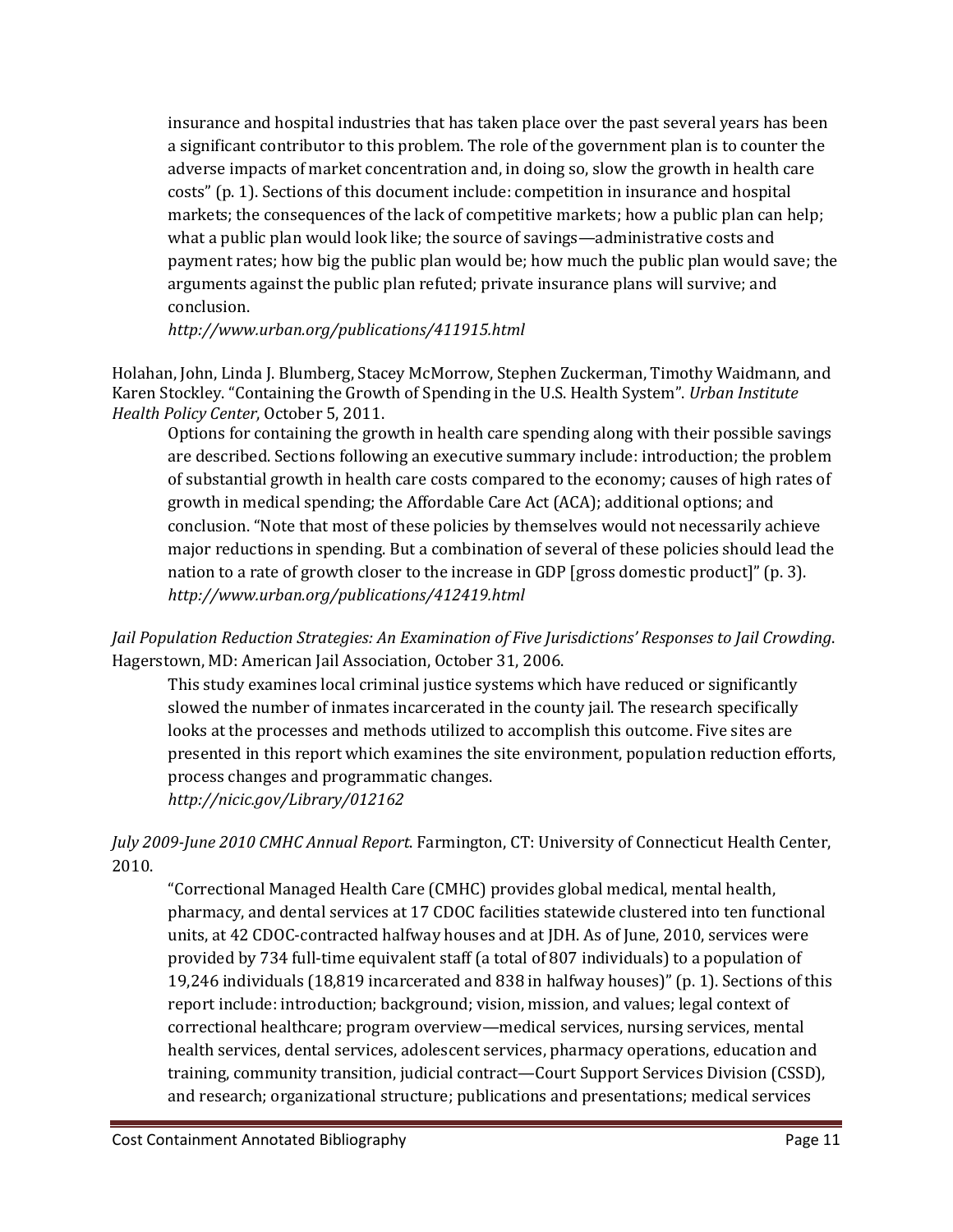insurance and hospital industries that has taken place over the past several years has been a significant contributor to this problem. The role of the government plan is to counter the adverse impacts of market concentration and, in doing so, slow the growth in health care costs" (p. 1). Sections of this document include: competition in insurance and hospital markets; the consequences of the lack of competitive markets; how a public plan can help; what a public plan would look like; the source of savings—administrative costs and payment rates; how big the public plan would be; how much the public plan would save; the arguments against the public plan refuted; private insurance plans will survive; and conclusion.
*http://www.urban.org/publications/411915.html*

Holahan, John, Linda J. Blumberg, Stacey McMorrow, Stephen Zuckerman, Timothy Waidmann, and Karen Stockley. "Containing the Growth of Spending in the U.S. Health System". *Urban Institute Health Policy Center*, October 5, 2011.

Options for containing the growth in health care spending along with their possible savings are described. Sections following an executive summary include: introduction; the problem of substantial growth in health care costs compared to the economy; causes of high rates of growth in medical spending; the Affordable Care Act (ACA); additional options; and conclusion. "Note that most of these policies by themselves would not necessarily achieve major reductions in spending. But a combination of several of these policies should lead the nation to a rate of growth closer to the increase in GDP [gross domestic product]" (p. 3).
*http://www.urban.org/publications/412419.html*

*Jail Population Reduction Strategies: An Examination of Five Jurisdictions' Responses to Jail Crowding*. Hagerstown, MD: American Jail Association, October 31, 2006.

This study examines local criminal justice systems which have reduced or significantly slowed the number of inmates incarcerated in the county jail. The research specifically looks at the processes and methods utilized to accomplish this outcome. Five sites are presented in this report which examines the site environment, population reduction efforts, process changes and programmatic changes.
*http://nicic.gov/Library/012162*

*July 2009-June 2010 CMHC Annual Report*. Farmington, CT: University of Connecticut Health Center, 2010.

"Correctional Managed Health Care (CMHC) provides global medical, mental health, pharmacy, and dental services at 17 CDOC facilities statewide clustered into ten functional units, at 42 CDOC-contracted halfway houses and at JDH. As of June, 2010, services were provided by 734 full-time equivalent staff (a total of 807 individuals) to a population of 19,246 individuals (18,819 incarcerated and 838 in halfway houses)" (p. 1). Sections of this report include: introduction; background; vision, mission, and values; legal context of correctional healthcare; program overview—medical services, nursing services, mental health services, dental services, adolescent services, pharmacy operations, education and training, community transition, judicial contract—Court Support Services Division (CSSD), and research; organizational structure; publications and presentations; medical services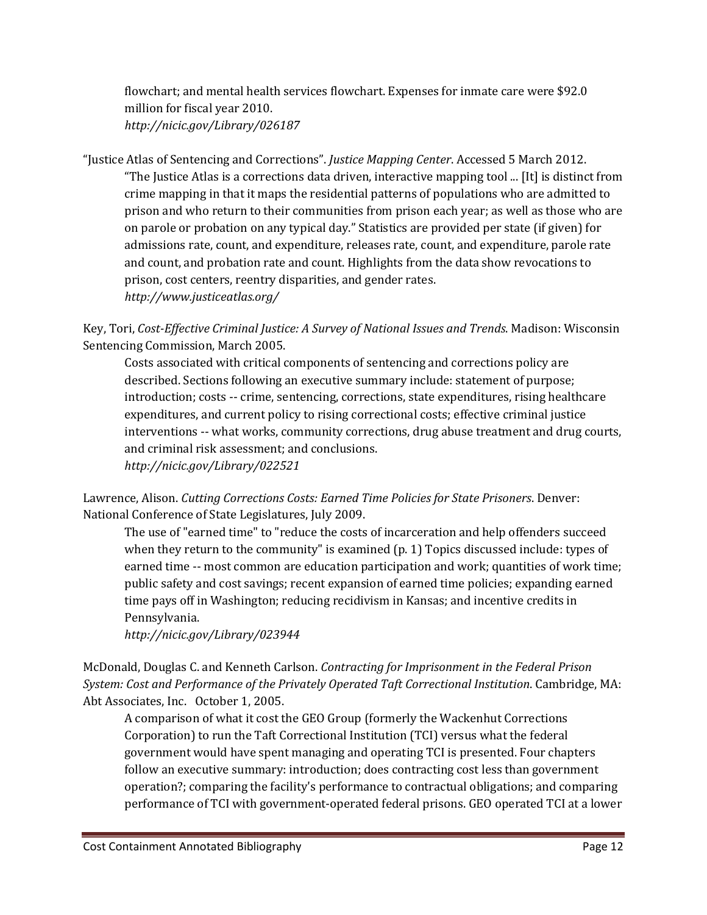flowchart; and mental health services flowchart. Expenses for inmate care were $92.0 million for fiscal year 2010.
*http://nicic.gov/Library/026187*

"Justice Atlas of Sentencing and Corrections". *Justice Mapping Center*. Accessed 5 March 2012.
"The Justice Atlas is a corrections data driven, interactive mapping tool ... [It] is distinct from crime mapping in that it maps the residential patterns of populations who are admitted to prison and who return to their communities from prison each year; as well as those who are on parole or probation on any typical day." Statistics are provided per state (if given) for admissions rate, count, and expenditure, releases rate, count, and expenditure, parole rate and count, and probation rate and count. Highlights from the data show revocations to prison, cost centers, reentry disparities, and gender rates.
*http://www.justiceatlas.org/*

Key, Tori, *Cost-Effective Criminal Justice: A Survey of National Issues and Trends*. Madison: Wisconsin Sentencing Commission, March 2005.
Costs associated with critical components of sentencing and corrections policy are described. Sections following an executive summary include: statement of purpose; introduction; costs -- crime, sentencing, corrections, state expenditures, rising healthcare expenditures, and current policy to rising correctional costs; effective criminal justice interventions -- what works, community corrections, drug abuse treatment and drug courts, and criminal risk assessment; and conclusions.
*http://nicic.gov/Library/022521*

Lawrence, Alison. *Cutting Corrections Costs: Earned Time Policies for State Prisoners*. Denver: National Conference of State Legislatures, July 2009.
The use of "earned time" to "reduce the costs of incarceration and help offenders succeed when they return to the community" is examined (p. 1) Topics discussed include: types of earned time -- most common are education participation and work; quantities of work time; public safety and cost savings; recent expansion of earned time policies; expanding earned time pays off in Washington; reducing recidivism in Kansas; and incentive credits in Pennsylvania.
*http://nicic.gov/Library/023944*

McDonald, Douglas C. and Kenneth Carlson. *Contracting for Imprisonment in the Federal Prison System: Cost and Performance of the Privately Operated Taft Correctional Institution*. Cambridge, MA: Abt Associates, Inc. October 1, 2005.
A comparison of what it cost the GEO Group (formerly the Wackenhut Corrections Corporation) to run the Taft Correctional Institution (TCI) versus what the federal government would have spent managing and operating TCI is presented. Four chapters follow an executive summary: introduction; does contracting cost less than government operation?; comparing the facility's performance to contractual obligations; and comparing performance of TCI with government-operated federal prisons. GEO operated TCI at a lower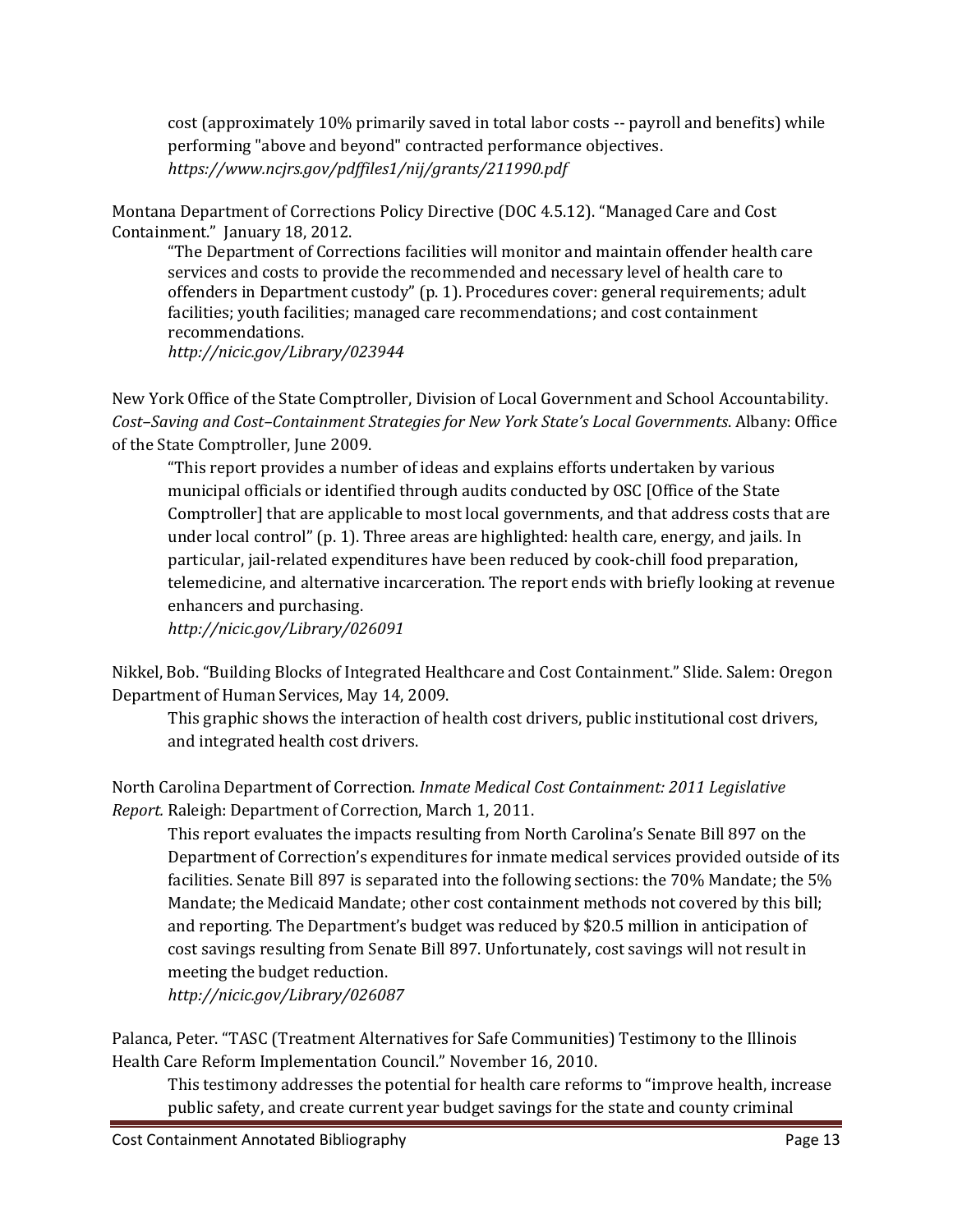cost (approximately 10% primarily saved in total labor costs -- payroll and benefits) while performing "above and beyond" contracted performance objectives.
*https://www.ncjrs.gov/pdffiles1/nij/grants/211990.pdf*

Montana Department of Corrections Policy Directive (DOC 4.5.12). "Managed Care and Cost Containment." January 18, 2012.

"The Department of Corrections facilities will monitor and maintain offender health care services and costs to provide the recommended and necessary level of health care to offenders in Department custody" (p. 1). Procedures cover: general requirements; adult facilities; youth facilities; managed care recommendations; and cost containment recommendations.
*http://nicic.gov/Library/023944*

New York Office of the State Comptroller, Division of Local Government and School Accountability. *Cost–Saving and Cost–Containment Strategies for New York State's Local Governments*. Albany: Office of the State Comptroller, June 2009.

"This report provides a number of ideas and explains efforts undertaken by various municipal officials or identified through audits conducted by OSC [Office of the State Comptroller] that are applicable to most local governments, and that address costs that are under local control" (p. 1). Three areas are highlighted: health care, energy, and jails. In particular, jail-related expenditures have been reduced by cook-chill food preparation, telemedicine, and alternative incarceration. The report ends with briefly looking at revenue enhancers and purchasing.
*http://nicic.gov/Library/026091*

Nikkel, Bob. "Building Blocks of Integrated Healthcare and Cost Containment." Slide. Salem: Oregon Department of Human Services, May 14, 2009.

This graphic shows the interaction of health cost drivers, public institutional cost drivers, and integrated health cost drivers.

North Carolina Department of Correction. *Inmate Medical Cost Containment: 2011 Legislative Report.* Raleigh: Department of Correction, March 1, 2011.

This report evaluates the impacts resulting from North Carolina's Senate Bill 897 on the Department of Correction's expenditures for inmate medical services provided outside of its facilities. Senate Bill 897 is separated into the following sections: the 70% Mandate; the 5% Mandate; the Medicaid Mandate; other cost containment methods not covered by this bill; and reporting. The Department's budget was reduced by $20.5 million in anticipation of cost savings resulting from Senate Bill 897. Unfortunately, cost savings will not result in meeting the budget reduction.
*http://nicic.gov/Library/026087*

Palanca, Peter. "TASC (Treatment Alternatives for Safe Communities) Testimony to the Illinois Health Care Reform Implementation Council." November 16, 2010.

This testimony addresses the potential for health care reforms to "improve health, increase public safety, and create current year budget savings for the state and county criminal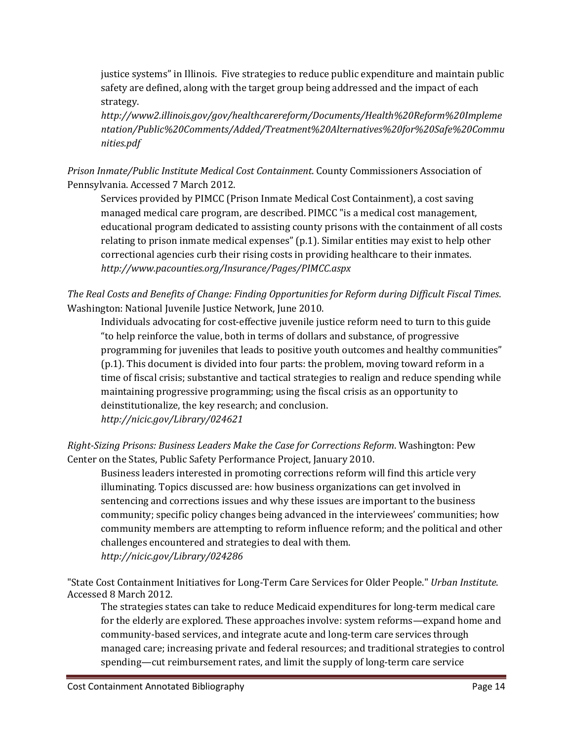justice systems" in Illinois. Five strategies to reduce public expenditure and maintain public safety are defined, along with the target group being addressed and the impact of each strategy.
*http://www2.illinois.gov/gov/healthcarereform/Documents/Health%20Reform%20Implementation/Public%20Comments/Added/Treatment%20Alternatives%20for%20Safe%20Communities.pdf*

*Prison Inmate/Public Institute Medical Cost Containment*. County Commissioners Association of Pennsylvania. Accessed 7 March 2012.

Services provided by PIMCC (Prison Inmate Medical Cost Containment), a cost saving managed medical care program, are described. PIMCC "is a medical cost management, educational program dedicated to assisting county prisons with the containment of all costs relating to prison inmate medical expenses" (p.1). Similar entities may exist to help other correctional agencies curb their rising costs in providing healthcare to their inmates.
*http://www.pacounties.org/Insurance/Pages/PIMCC.aspx*

*The Real Costs and Benefits of Change: Finding Opportunities for Reform during Difficult Fiscal Times*. Washington: National Juvenile Justice Network, June 2010.

Individuals advocating for cost-effective juvenile justice reform need to turn to this guide "to help reinforce the value, both in terms of dollars and substance, of progressive programming for juveniles that leads to positive youth outcomes and healthy communities" (p.1). This document is divided into four parts: the problem, moving toward reform in a time of fiscal crisis; substantive and tactical strategies to realign and reduce spending while maintaining progressive programming; using the fiscal crisis as an opportunity to deinstitutionalize, the key research; and conclusion.
*http://nicic.gov/Library/024621*

*Right-Sizing Prisons: Business Leaders Make the Case for Corrections Reform*. Washington: Pew Center on the States, Public Safety Performance Project, January 2010.

Business leaders interested in promoting corrections reform will find this article very illuminating. Topics discussed are: how business organizations can get involved in sentencing and corrections issues and why these issues are important to the business community; specific policy changes being advanced in the interviewees' communities; how community members are attempting to reform influence reform; and the political and other challenges encountered and strategies to deal with them.
*http://nicic.gov/Library/024286*

"State Cost Containment Initiatives for Long-Term Care Services for Older People." *Urban Institute*. Accessed 8 March 2012.

The strategies states can take to reduce Medicaid expenditures for long-term medical care for the elderly are explored. These approaches involve: system reforms—expand home and community-based services, and integrate acute and long-term care services through managed care; increasing private and federal resources; and traditional strategies to control spending—cut reimbursement rates, and limit the supply of long-term care service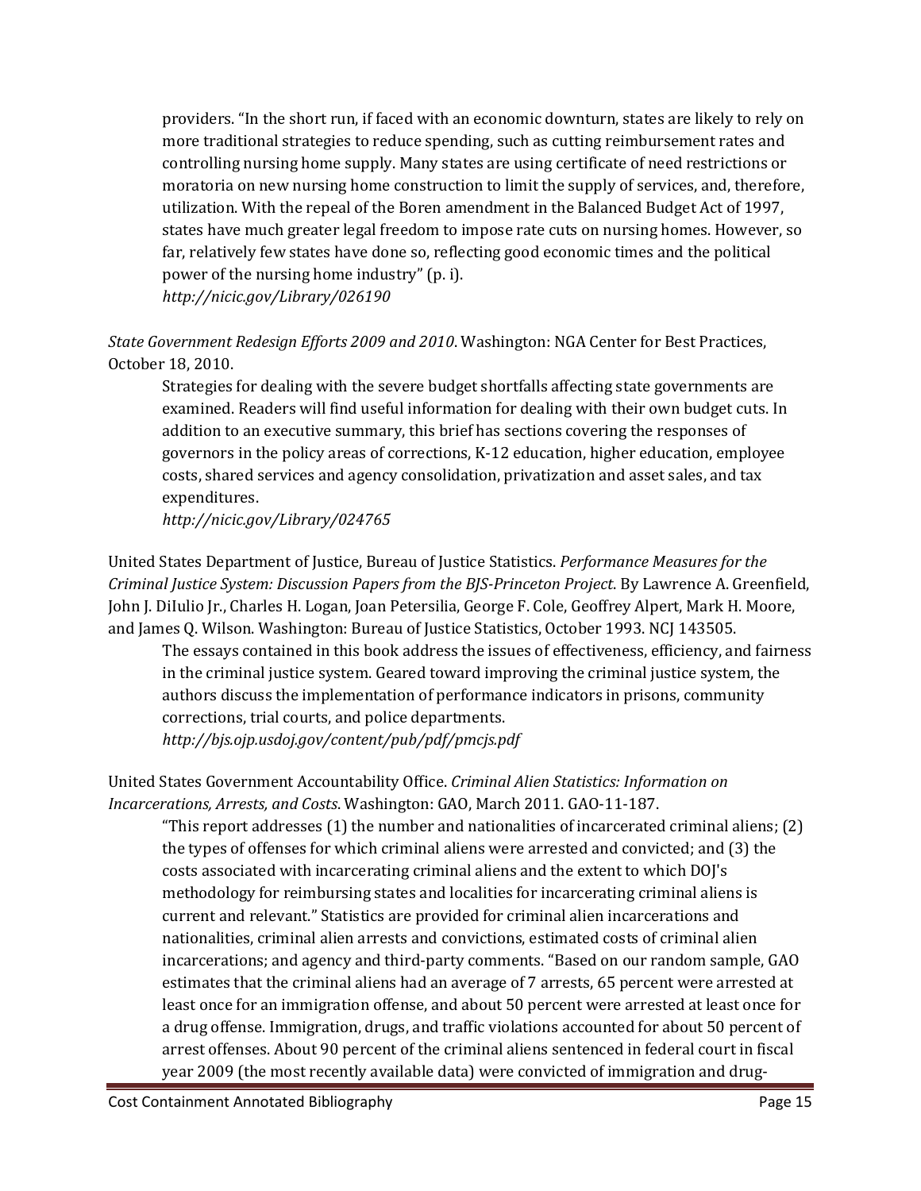providers. "In the short run, if faced with an economic downturn, states are likely to rely on more traditional strategies to reduce spending, such as cutting reimbursement rates and controlling nursing home supply. Many states are using certificate of need restrictions or moratoria on new nursing home construction to limit the supply of services, and, therefore, utilization. With the repeal of the Boren amendment in the Balanced Budget Act of 1997, states have much greater legal freedom to impose rate cuts on nursing homes. However, so far, relatively few states have done so, reflecting good economic times and the political power of the nursing home industry" (p. i).
*http://nicic.gov/Library/026190*

*State Government Redesign Efforts 2009 and 2010*. Washington: NGA Center for Best Practices, October 18, 2010.

Strategies for dealing with the severe budget shortfalls affecting state governments are examined. Readers will find useful information for dealing with their own budget cuts. In addition to an executive summary, this brief has sections covering the responses of governors in the policy areas of corrections, K-12 education, higher education, employee costs, shared services and agency consolidation, privatization and asset sales, and tax expenditures.
*http://nicic.gov/Library/024765*

United States Department of Justice, Bureau of Justice Statistics. *Performance Measures for the Criminal Justice System: Discussion Papers from the BJS-Princeton Project*. By Lawrence A. Greenfield, John J. DiIulio Jr., Charles H. Logan, Joan Petersilia, George F. Cole, Geoffrey Alpert, Mark H. Moore, and James Q. Wilson. Washington: Bureau of Justice Statistics, October 1993. NCJ 143505.

The essays contained in this book address the issues of effectiveness, efficiency, and fairness in the criminal justice system. Geared toward improving the criminal justice system, the authors discuss the implementation of performance indicators in prisons, community corrections, trial courts, and police departments.
*http://bjs.ojp.usdoj.gov/content/pub/pdf/pmcjs.pdf*

United States Government Accountability Office. *Criminal Alien Statistics: Information on Incarcerations, Arrests, and Costs*. Washington: GAO, March 2011. GAO-11-187.

"This report addresses (1) the number and nationalities of incarcerated criminal aliens; (2) the types of offenses for which criminal aliens were arrested and convicted; and (3) the costs associated with incarcerating criminal aliens and the extent to which DOJ's methodology for reimbursing states and localities for incarcerating criminal aliens is current and relevant." Statistics are provided for criminal alien incarcerations and nationalities, criminal alien arrests and convictions, estimated costs of criminal alien incarcerations; and agency and third-party comments. "Based on our random sample, GAO estimates that the criminal aliens had an average of 7 arrests, 65 percent were arrested at least once for an immigration offense, and about 50 percent were arrested at least once for a drug offense. Immigration, drugs, and traffic violations accounted for about 50 percent of arrest offenses. About 90 percent of the criminal aliens sentenced in federal court in fiscal year 2009 (the most recently available data) were convicted of immigration and drug-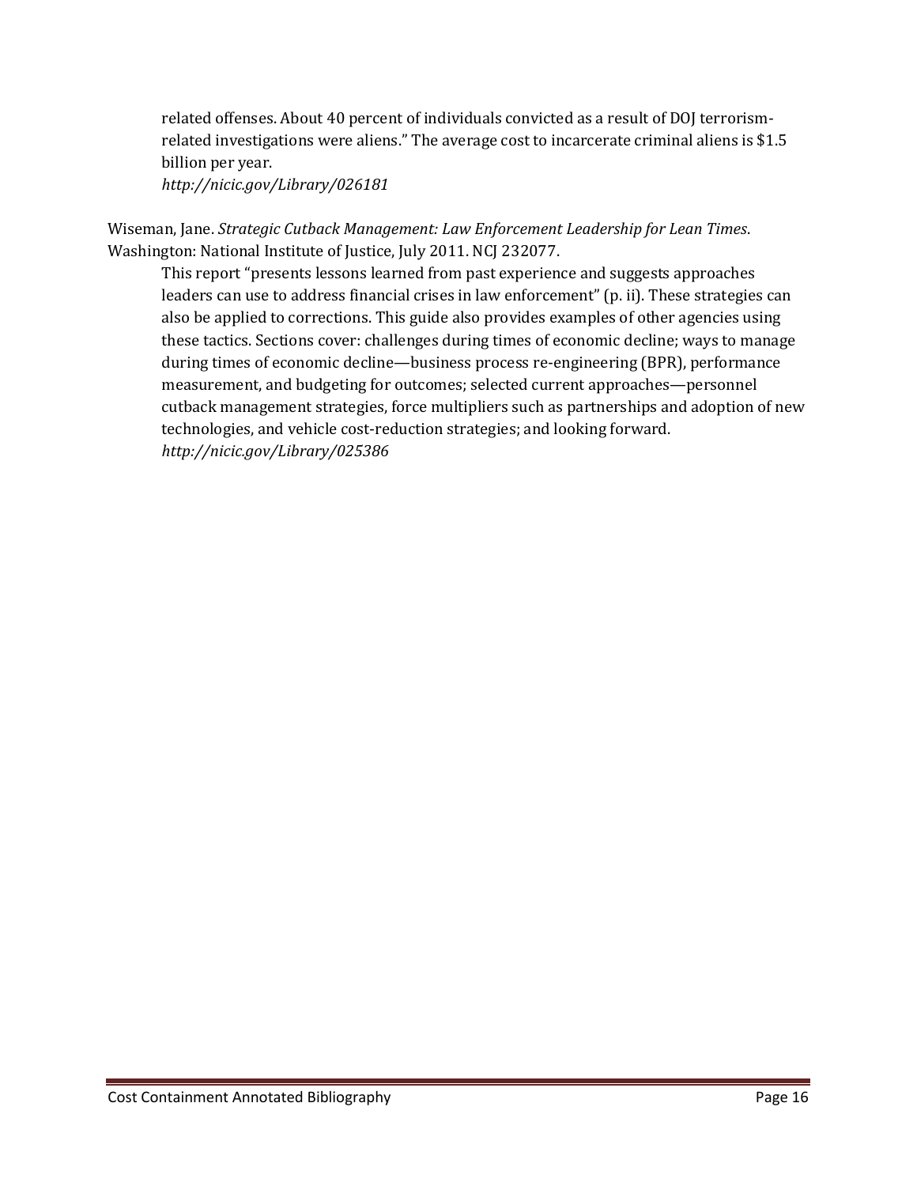related offenses. About 40 percent of individuals convicted as a result of DOJ terrorism-related investigations were aliens." The average cost to incarcerate criminal aliens is $1.5 billion per year.
*http://nicic.gov/Library/026181*

Wiseman, Jane. *Strategic Cutback Management: Law Enforcement Leadership for Lean Times*. Washington: National Institute of Justice, July 2011. NCJ 232077.

This report "presents lessons learned from past experience and suggests approaches leaders can use to address financial crises in law enforcement" (p. ii). These strategies can also be applied to corrections. This guide also provides examples of other agencies using these tactics. Sections cover: challenges during times of economic decline; ways to manage during times of economic decline—business process re-engineering (BPR), performance measurement, and budgeting for outcomes; selected current approaches—personnel cutback management strategies, force multipliers such as partnerships and adoption of new technologies, and vehicle cost-reduction strategies; and looking forward.
*http://nicic.gov/Library/025386*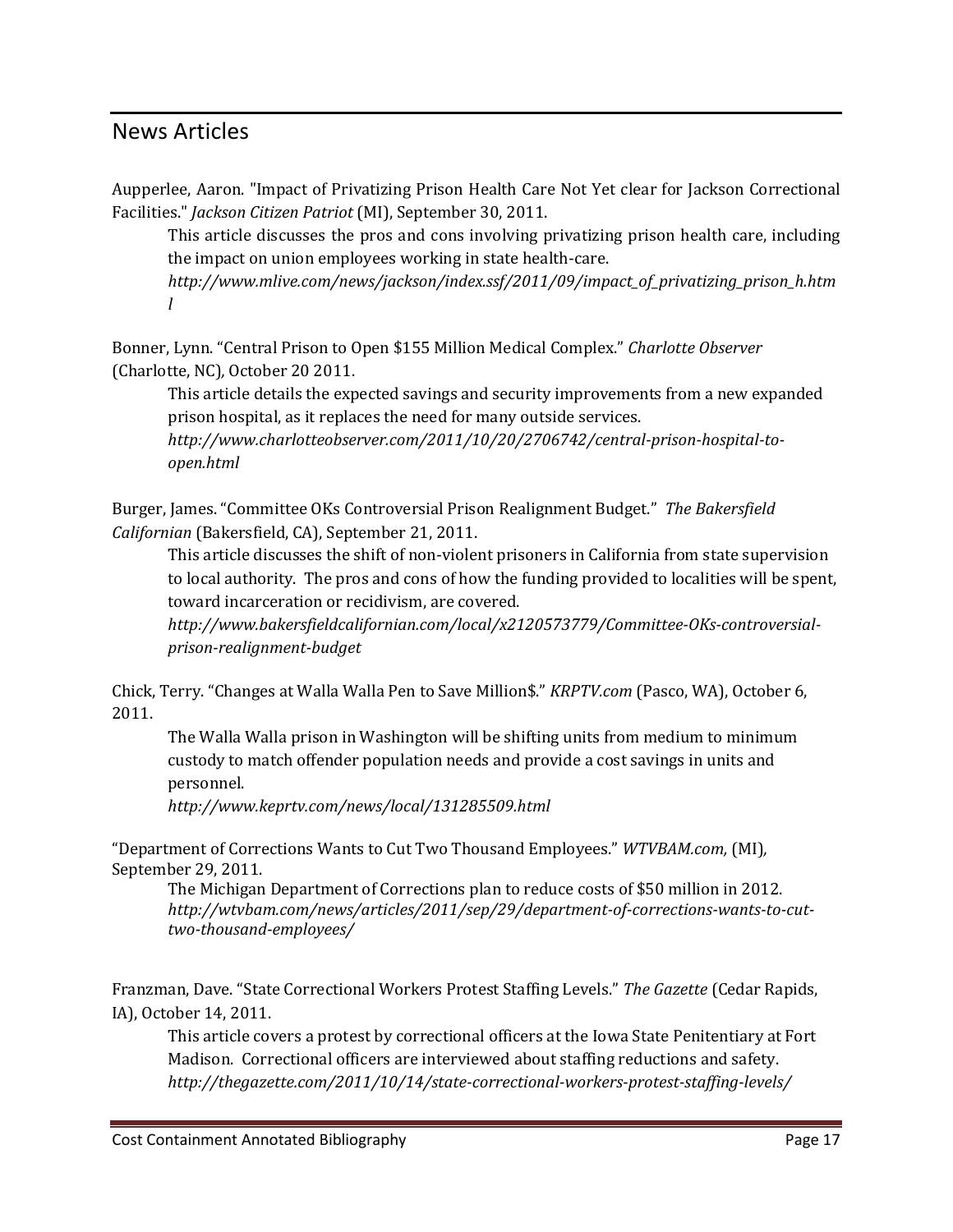## News Articles

Aupperlee, Aaron. "Impact of Privatizing Prison Health Care Not Yet clear for Jackson Correctional Facilities." *Jackson Citizen Patriot* (MI), September 30, 2011.

> This article discusses the pros and cons involving privatizing prison health care, including the impact on union employees working in state health-care.
> *http://www.mlive.com/news/jackson/index.ssf/2011/09/impact_of_privatizing_prison_h.html*

Bonner, Lynn. "Central Prison to Open $155 Million Medical Complex." *Charlotte Observer* (Charlotte, NC), October 20 2011.

> This article details the expected savings and security improvements from a new expanded prison hospital, as it replaces the need for many outside services.
> *http://www.charlotteobserver.com/2011/10/20/2706742/central-prison-hospital-to-open.html*

Burger, James. "Committee OKs Controversial Prison Realignment Budget." *The Bakersfield Californian* (Bakersfield, CA), September 21, 2011.

> This article discusses the shift of non-violent prisoners in California from state supervision to local authority. The pros and cons of how the funding provided to localities will be spent, toward incarceration or recidivism, are covered.
> *http://www.bakersfieldcalifornian.com/local/x2120573779/Committee-OKs-controversial-prison-realignment-budget*

Chick, Terry. "Changes at Walla Walla Pen to Save Million$." *KRPTV.com* (Pasco, WA), October 6, 2011.

> The Walla Walla prison in Washington will be shifting units from medium to minimum custody to match offender population needs and provide a cost savings in units and personnel.
> *http://www.keprtv.com/news/local/131285509.html*

"Department of Corrections Wants to Cut Two Thousand Employees." *WTVBAM.com,* (MI), September 29, 2011.

> The Michigan Department of Corrections plan to reduce costs of $50 million in 2012.
> *http://wtvbam.com/news/articles/2011/sep/29/department-of-corrections-wants-to-cut-two-thousand-employees/*

Franzman, Dave. "State Correctional Workers Protest Staffing Levels." *The Gazette* (Cedar Rapids, IA), October 14, 2011.

> This article covers a protest by correctional officers at the Iowa State Penitentiary at Fort Madison. Correctional officers are interviewed about staffing reductions and safety.
> *http://thegazette.com/2011/10/14/state-correctional-workers-protest-staffing-levels/*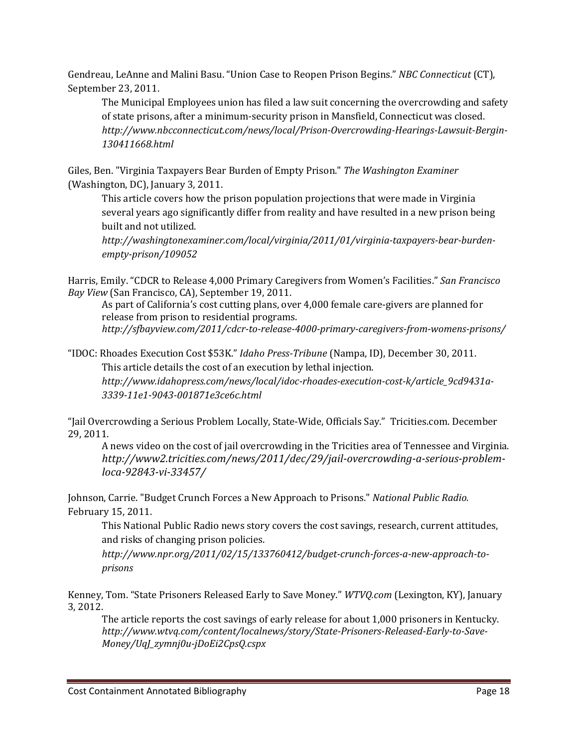Gendreau, LeAnne and Malini Basu. "Union Case to Reopen Prison Begins." *NBC Connecticut* (CT), September 23, 2011.

> The Municipal Employees union has filed a law suit concerning the overcrowding and safety of state prisons, after a minimum-security prison in Mansfield, Connecticut was closed. *http://www.nbcconnecticut.com/news/local/Prison-Overcrowding-Hearings-Lawsuit-Bergin-130411668.html*

Giles, Ben. "Virginia Taxpayers Bear Burden of Empty Prison." *The Washington Examiner* (Washington, DC), January 3, 2011.

> This article covers how the prison population projections that were made in Virginia several years ago significantly differ from reality and have resulted in a new prison being built and not utilized.
> *http://washingtonexaminer.com/local/virginia/2011/01/virginia-taxpayers-bear-burden-empty-prison/109052*

Harris, Emily. "CDCR to Release 4,000 Primary Caregivers from Women's Facilities." *San Francisco Bay View* (San Francisco, CA), September 19, 2011.

> As part of California's cost cutting plans, over 4,000 female care-givers are planned for release from prison to residential programs.
> *http://sfbayview.com/2011/cdcr-to-release-4000-primary-caregivers-from-womens-prisons/*

"IDOC: Rhoades Execution Cost $53K." *Idaho Press-Tribune* (Nampa, ID), December 30, 2011.

> This article details the cost of an execution by lethal injection.
> *http://www.idahopress.com/news/local/idoc-rhoades-execution-cost-k/article_9cd9431a-3339-11e1-9043-001871e3ce6c.html*

"Jail Overcrowding a Serious Problem Locally, State-Wide, Officials Say." Tricities.com. December 29, 2011.

> A news video on the cost of jail overcrowding in the Tricities area of Tennessee and Virginia.
> *http://www2.tricities.com/news/2011/dec/29/jail-overcrowding-a-serious-problem-loca-92843-vi-33457/*

Johnson, Carrie. "Budget Crunch Forces a New Approach to Prisons." *National Public Radio.* February 15, 2011.

> This National Public Radio news story covers the cost savings, research, current attitudes, and risks of changing prison policies.
> *http://www.npr.org/2011/02/15/133760412/budget-crunch-forces-a-new-approach-to-prisons*

Kenney, Tom. "State Prisoners Released Early to Save Money." *WTVQ.com* (Lexington, KY), January 3, 2012.

> The article reports the cost savings of early release for about 1,000 prisoners in Kentucky.
> *http://www.wtvq.com/content/localnews/story/State-Prisoners-Released-Early-to-Save-Money/UqJ_zymnj0u-jDoEi2CpsQ.cspx*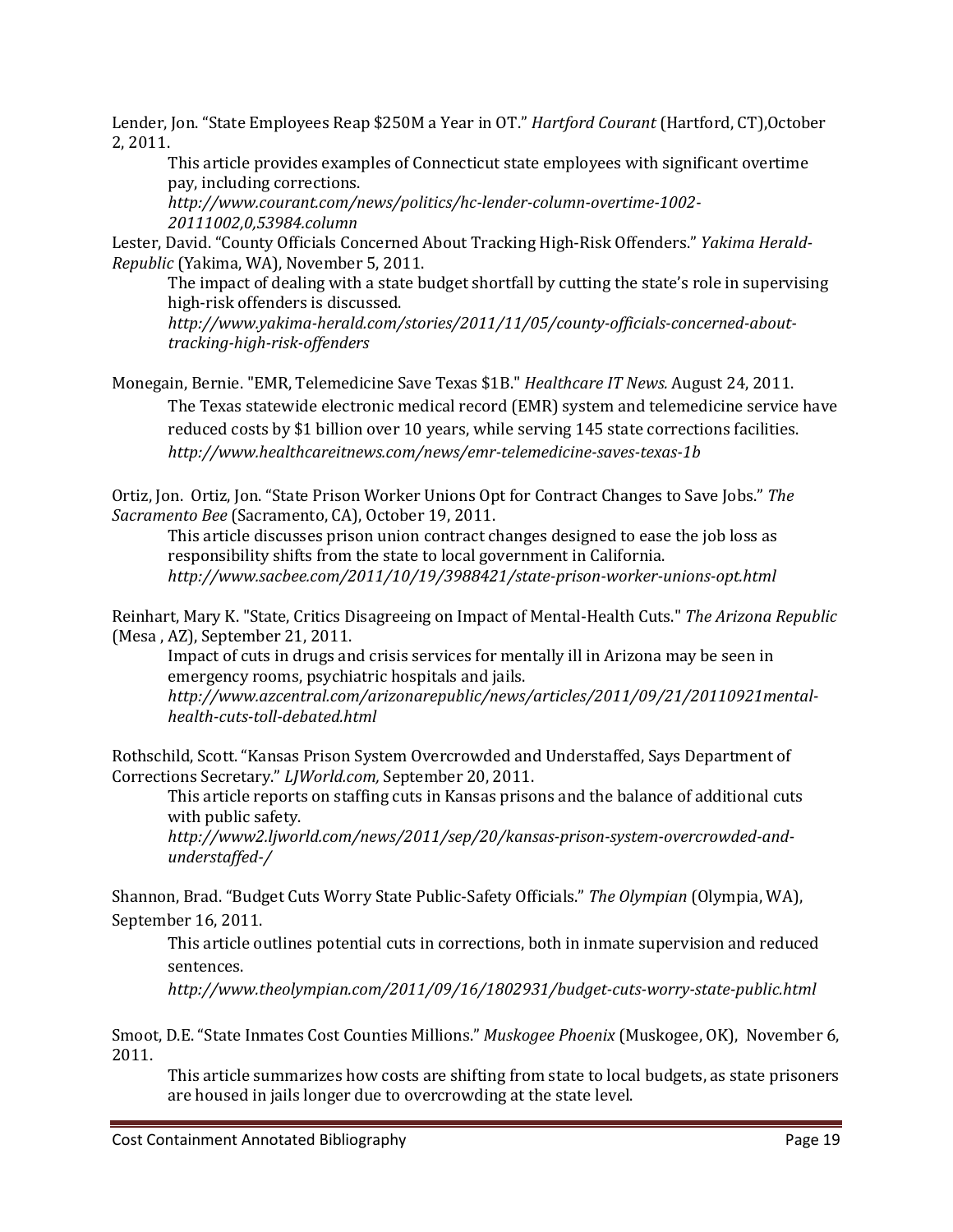Lender, Jon. "State Employees Reap $250M a Year in OT." *Hartford Courant* (Hartford, CT),October 2, 2011.

> This article provides examples of Connecticut state employees with significant overtime pay, including corrections.
> *http://www.courant.com/news/politics/hc-lender-column-overtime-1002-20111002,0,53984.column*

Lester, David. "County Officials Concerned About Tracking High-Risk Offenders." *Yakima Herald-Republic* (Yakima, WA), November 5, 2011.

> The impact of dealing with a state budget shortfall by cutting the state's role in supervising high-risk offenders is discussed.
> *http://www.yakima-herald.com/stories/2011/11/05/county-officials-concerned-about-tracking-high-risk-offenders*

Monegain, Bernie. "EMR, Telemedicine Save Texas $1B." *Healthcare IT News.* August 24, 2011.

> The Texas statewide electronic medical record (EMR) system and telemedicine service have reduced costs by $1 billion over 10 years, while serving 145 state corrections facilities.
> *http://www.healthcareitnews.com/news/emr-telemedicine-saves-texas-1b*

Ortiz, Jon. Ortiz, Jon. "State Prison Worker Unions Opt for Contract Changes to Save Jobs." *The Sacramento Bee* (Sacramento, CA), October 19, 2011.

> This article discusses prison union contract changes designed to ease the job loss as responsibility shifts from the state to local government in California.
> *http://www.sacbee.com/2011/10/19/3988421/state-prison-worker-unions-opt.html*

Reinhart, Mary K. "State, Critics Disagreeing on Impact of Mental-Health Cuts." *The Arizona Republic* (Mesa , AZ), September 21, 2011.

> Impact of cuts in drugs and crisis services for mentally ill in Arizona may be seen in emergency rooms, psychiatric hospitals and jails.
> *http://www.azcentral.com/arizonarepublic/news/articles/2011/09/21/20110921mental-health-cuts-toll-debated.html*

Rothschild, Scott. "Kansas Prison System Overcrowded and Understaffed, Says Department of Corrections Secretary." *LJWorld.com,* September 20, 2011.

> This article reports on staffing cuts in Kansas prisons and the balance of additional cuts with public safety.
> *http://www2.ljworld.com/news/2011/sep/20/kansas-prison-system-overcrowded-and-understaffed-/*

Shannon, Brad. "Budget Cuts Worry State Public-Safety Officials." *The Olympian* (Olympia, WA), September 16, 2011.

> This article outlines potential cuts in corrections, both in inmate supervision and reduced sentences.
> *http://www.theolympian.com/2011/09/16/1802931/budget-cuts-worry-state-public.html*

Smoot, D.E. "State Inmates Cost Counties Millions." *Muskogee Phoenix* (Muskogee, OK), November 6, 2011.

> This article summarizes how costs are shifting from state to local budgets, as state prisoners are housed in jails longer due to overcrowding at the state level.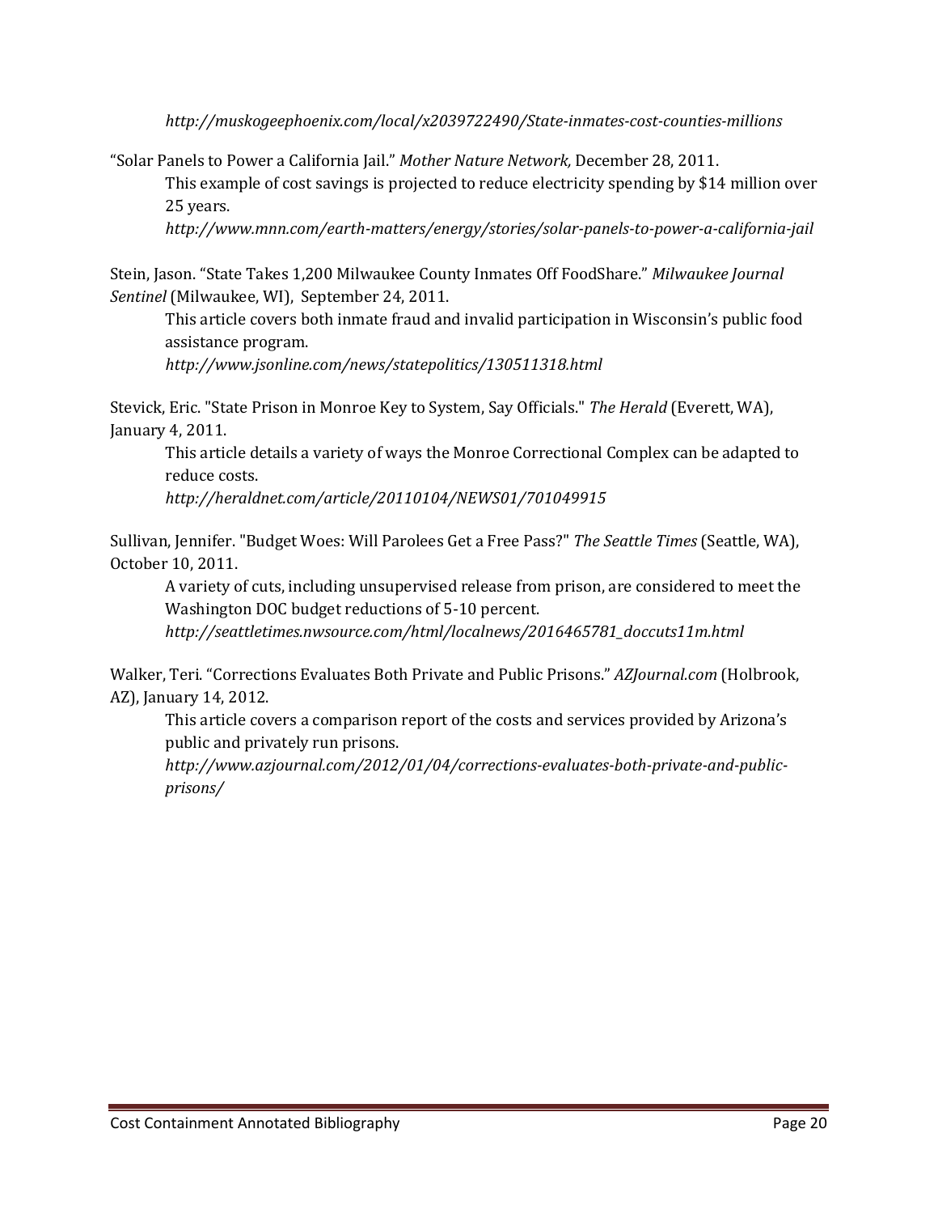*http://muskogeephoenix.com/local/x2039722490/State-inmates-cost-counties-millions*

"Solar Panels to Power a California Jail." *Mother Nature Network,* December 28, 2011.

> This example of cost savings is projected to reduce electricity spending by $14 million over 25 years.
>
> *http://www.mnn.com/earth-matters/energy/stories/solar-panels-to-power-a-california-jail*

Stein, Jason. "State Takes 1,200 Milwaukee County Inmates Off FoodShare." *Milwaukee Journal Sentinel* (Milwaukee, WI), September 24, 2011.

> This article covers both inmate fraud and invalid participation in Wisconsin's public food assistance program.
>
> *http://www.jsonline.com/news/statepolitics/130511318.html*

Stevick, Eric. "State Prison in Monroe Key to System, Say Officials." *The Herald* (Everett, WA), January 4, 2011.

> This article details a variety of ways the Monroe Correctional Complex can be adapted to reduce costs.
>
> *http://heraldnet.com/article/20110104/NEWS01/701049915*

Sullivan, Jennifer. "Budget Woes: Will Parolees Get a Free Pass?" *The Seattle Times* (Seattle, WA), October 10, 2011.

> A variety of cuts, including unsupervised release from prison, are considered to meet the Washington DOC budget reductions of 5-10 percent.
>
> *http://seattletimes.nwsource.com/html/localnews/2016465781_doccuts11m.html*

Walker, Teri. "Corrections Evaluates Both Private and Public Prisons." *AZJournal.com* (Holbrook, AZ), January 14, 2012.

> This article covers a comparison report of the costs and services provided by Arizona's public and privately run prisons.
>
> *http://www.azjournal.com/2012/01/04/corrections-evaluates-both-private-and-public-prisons/*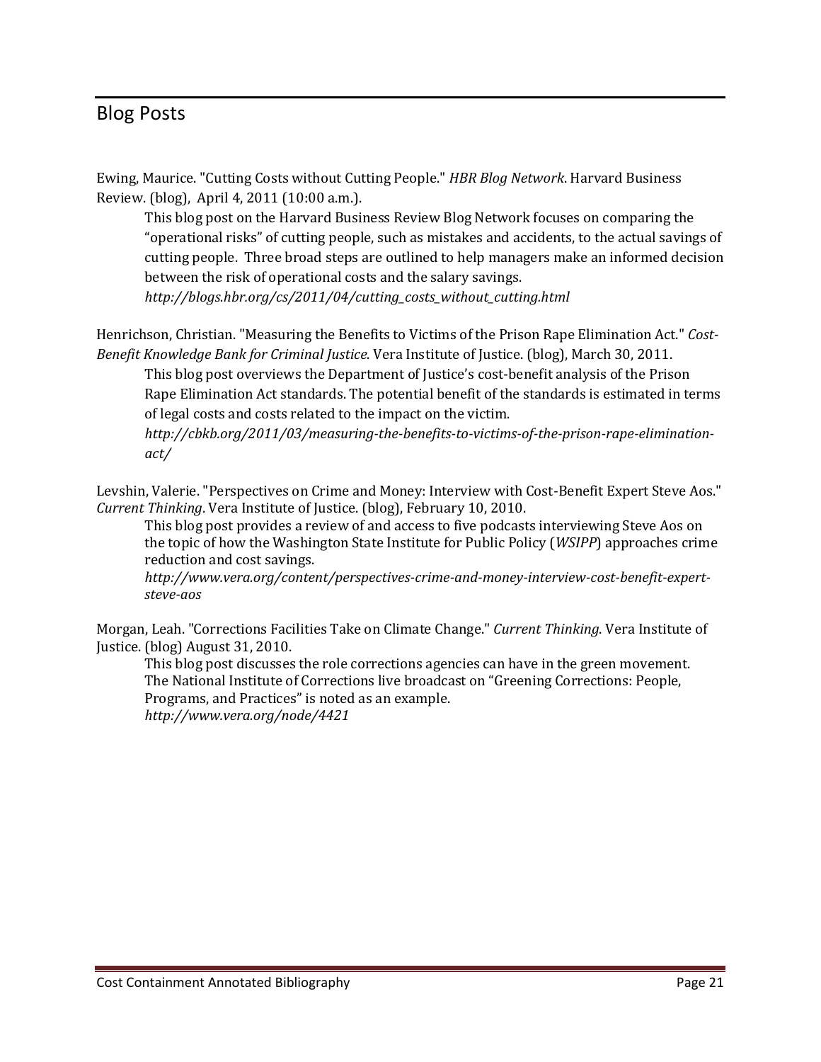## Blog Posts

Ewing, Maurice. "Cutting Costs without Cutting People." *HBR Blog Network*. Harvard Business Review. (blog), April 4, 2011 (10:00 a.m.).

> This blog post on the Harvard Business Review Blog Network focuses on comparing the "operational risks" of cutting people, such as mistakes and accidents, to the actual savings of cutting people. Three broad steps are outlined to help managers make an informed decision between the risk of operational costs and the salary savings.
> *http://blogs.hbr.org/cs/2011/04/cutting_costs_without_cutting.html*

Henrichson, Christian. "Measuring the Benefits to Victims of the Prison Rape Elimination Act." *Cost-Benefit Knowledge Bank for Criminal Justice*. Vera Institute of Justice. (blog), March 30, 2011.

> This blog post overviews the Department of Justice's cost-benefit analysis of the Prison Rape Elimination Act standards. The potential benefit of the standards is estimated in terms of legal costs and costs related to the impact on the victim.
> *http://cbkb.org/2011/03/measuring-the-benefits-to-victims-of-the-prison-rape-elimination-act/*

Levshin, Valerie. "Perspectives on Crime and Money: Interview with Cost-Benefit Expert Steve Aos." *Current Thinking*. Vera Institute of Justice. (blog), February 10, 2010.

> This blog post provides a review of and access to five podcasts interviewing Steve Aos on the topic of how the Washington State Institute for Public Policy (*WSIPP*) approaches crime reduction and cost savings.
> *http://www.vera.org/content/perspectives-crime-and-money-interview-cost-benefit-expert-steve-aos*

Morgan, Leah. "Corrections Facilities Take on Climate Change." *Current Thinking.* Vera Institute of Justice. (blog) August 31, 2010.

> This blog post discusses the role corrections agencies can have in the green movement. The National Institute of Corrections live broadcast on "Greening Corrections: People, Programs, and Practices" is noted as an example.
> *http://www.vera.org/node/4421*